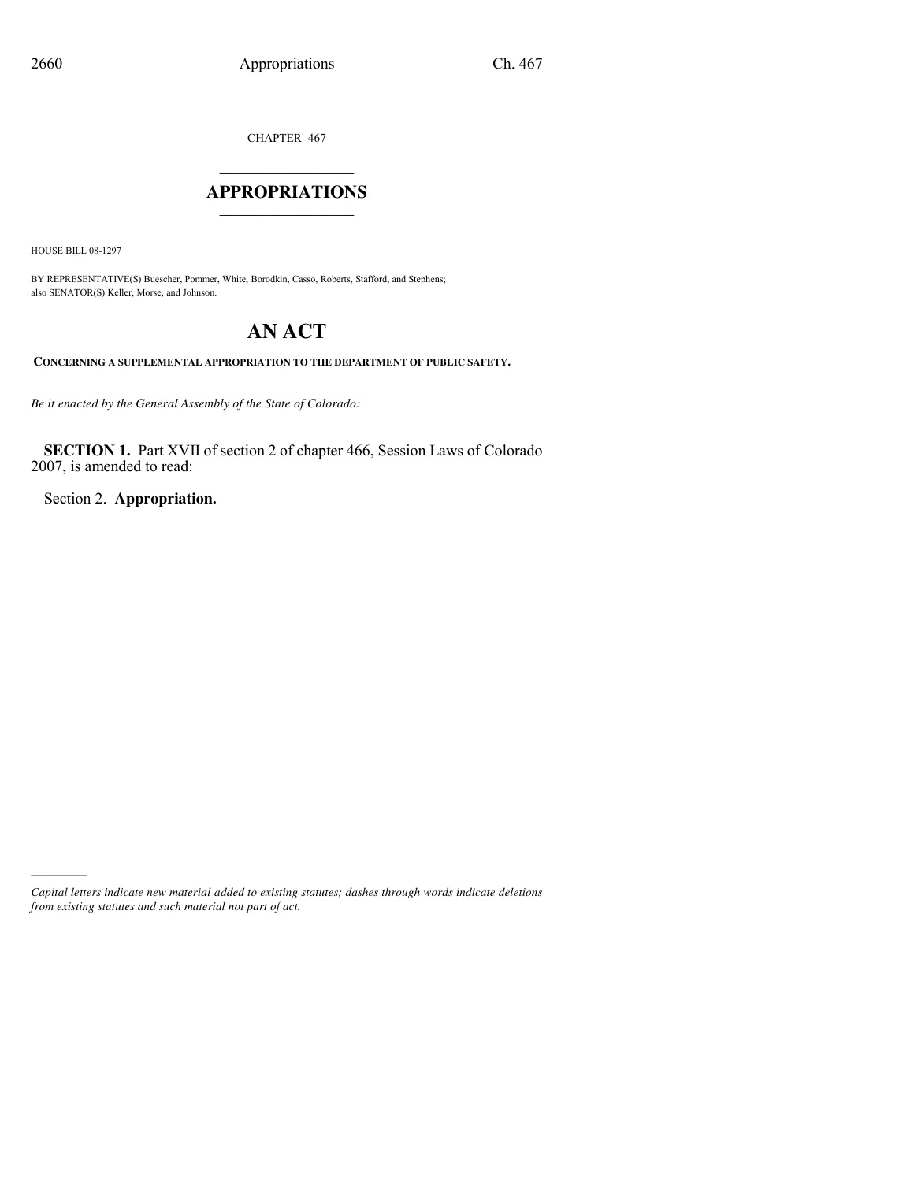CHAPTER 467

# APPROPRIATIONS

HOUSE BILL 08-1297

BY REPRESENTATIVE(S) Buescher, Pommer, White, Borodkin, Casso, Roberts, Stafford, and Stephens; also SENATOR(S) Keller, Morse, and Johnson.

# AN ACT

**CONCERNING A SUPPLEMENTAL APPROPRIATION TO THE DEPARTMENT OF PUBLIC SAFETY.**

*Be it enacted by the General Assembly of the State of Colorado:*

**SECTION 1.** Part XVII of section 2 of chapter 466, Session Laws of Colorado 2007, is amended to read:

Section 2. **Appropriation.**

*Capital letters indicate new material added to existing statutes; dashes through words indicate deletions from existing statutes and such material not part of act.*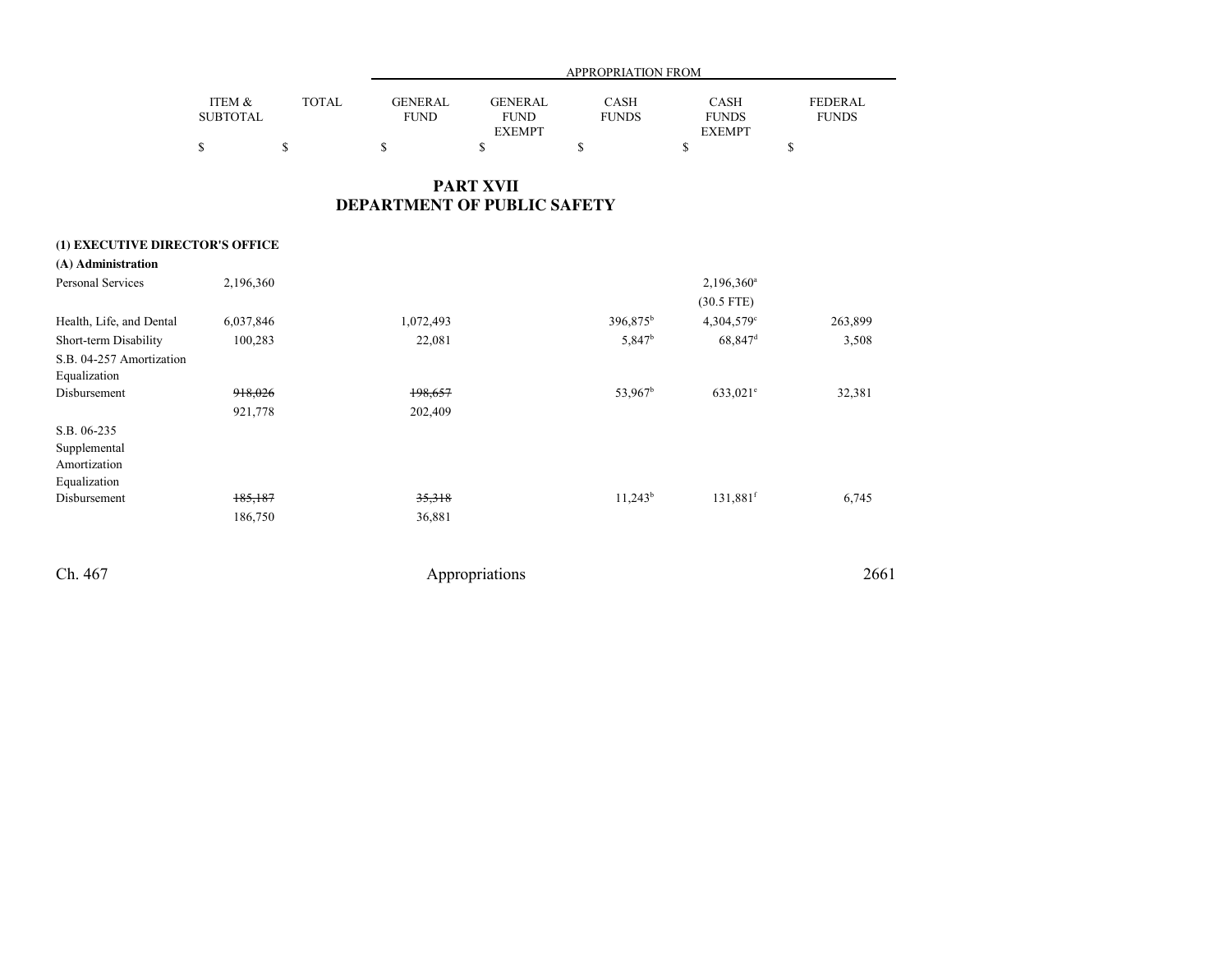| | ITEM & SUBTOTAL | TOTAL | GENERAL FUND | GENERAL FUND EXEMPT | CASH FUNDS | CASH FUNDS EXEMPT | FEDERAL FUNDS |
|---|---|---|---|---|---|---|---|
| | | | APPROPRIATION FROM | | | | |
| | $ | $ | $ | $ | $ | $ | $ |

## PART XVII
## DEPARTMENT OF PUBLIC SAFETY

**(1) EXECUTIVE DIRECTOR'S OFFICE**

**(A) Administration**

| | ITEM & SUBTOTAL | TOTAL | GENERAL FUND | GENERAL FUND EXEMPT | CASH FUNDS | CASH FUNDS EXEMPT | FEDERAL FUNDS |
|---|---|---|---|---|---|---|---|
| Personal Services | 2,196,360 | | | | | 2,196,360[a] (30.5 FTE) | |
| Health, Life, and Dental | 6,037,846 | | 1,072,493 | | 396,875[b] | 4,304,579[c] | 263,899 |
| Short-term Disability | 100,283 | | 22,081 | | 5,847[b] | 68,847[d] | 3,508 |
| S.B. 04-257 Amortization Equalization Disbursement | ~~918,026~~ 921,778 | | ~~198,657~~ 202,409 | | 53,967[b] | 633,021[e] | 32,381 |
| S.B. 06-235 Supplemental Amortization Equalization Disbursement | ~~185,187~~ 186,750 | | ~~35,318~~ 36,881 | | 11,243[b] | 131,881[f] | 6,745 |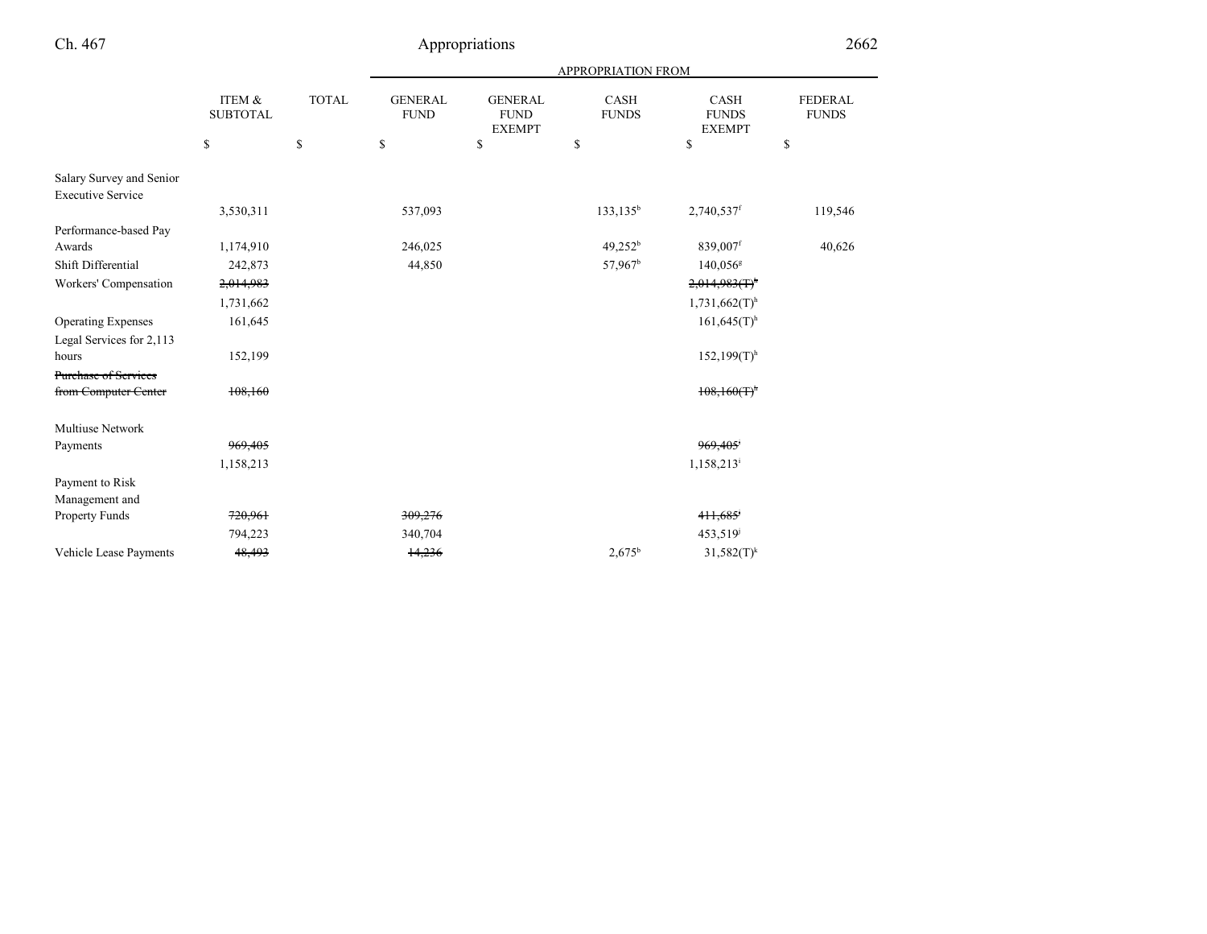| | ITEM & SUBTOTAL | TOTAL | APPROPRIATION FROM GENERAL FUND | GENERAL FUND EXEMPT | CASH FUNDS | CASH FUNDS EXEMPT | FEDERAL FUNDS |
|---|---|---|---|---|---|---|---|
| | $ | $ | $ | $ | $ | $ | $ |
| Salary Survey and Senior Executive Service | 3,530,311 | | 537,093 | | 133,135[b] | 2,740,537[f] | 119,546 |
| Performance-based Pay Awards | 1,174,910 | | 246,025 | | 49,252[b] | 839,007[f] | 40,626 |
| Shift Differential | 242,873 | | 44,850 | | 57,967[b] | 140,056[g] | |
| Workers' Compensation | ~~2,014,983~~ | | | | | ~~2,014,983(T)[h]~~ | |
| | 1,731,662 | | | | | 1,731,662(T)[h] | |
| Operating Expenses | 161,645 | | | | | 161,645(T)[h] | |
| Legal Services for 2,113 hours | 152,199 | | | | | 152,199(T)[h] | |
| ~~Purchase of Services from Computer Center~~ | ~~108,160~~ | | | | | ~~108,160(T)[h]~~ | |
| Multiuse Network Payments | ~~969,405~~ | | | | | ~~969,405[i]~~ | |
| | 1,158,213 | | | | | 1,158,213[i] | |
| Payment to Risk Management and Property Funds | ~~720,961~~ | | ~~309,276~~ | | | ~~411,685[j]~~ | |
| | 794,223 | | 340,704 | | | 453,519[j] | |
| Vehicle Lease Payments | ~~48,493~~ | | ~~14,236~~ | | 2,675[b] | 31,582(T)[k] | |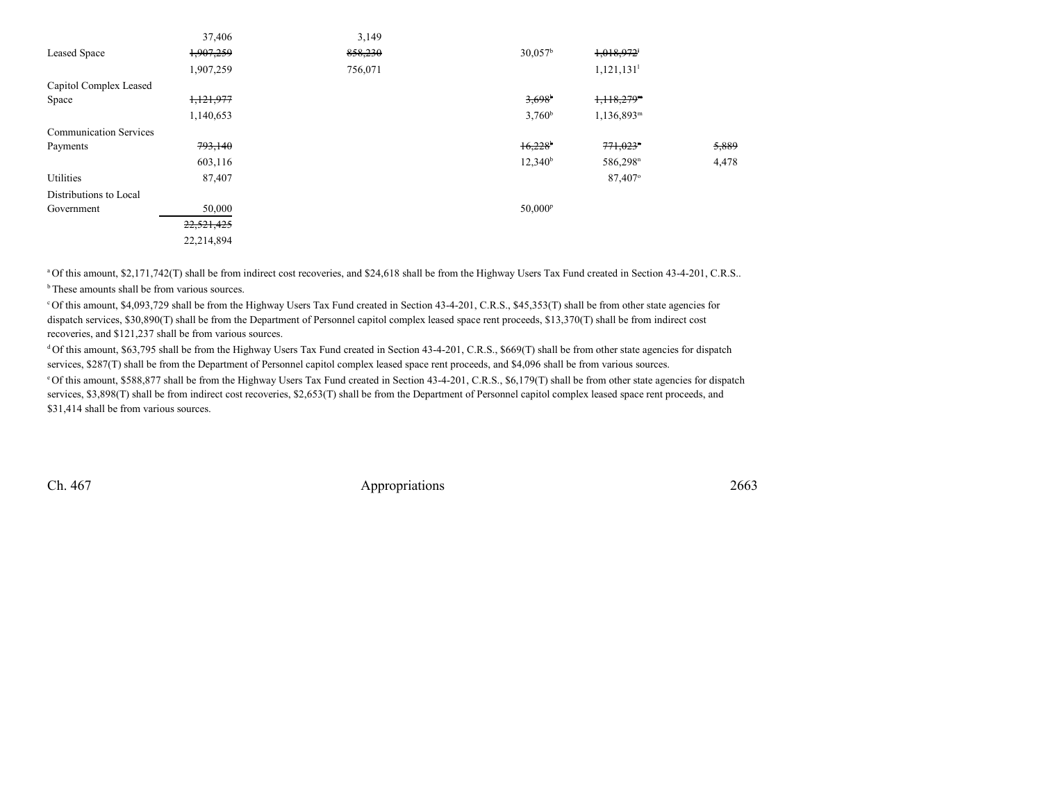| | | | | | |
|---|---|---|---|---|---|
| | 37,406 | 3,149 | | | |
| Leased Space | ~~1,907,259~~ | ~~858,230~~ | 30,057[b] | ~~1,018,972~~[l] | |
| | 1,907,259 | 756,071 | | 1,121,131[l] | |
| Capitol Complex Leased Space | ~~1,121,977~~ | | ~~3,698~~[b] | ~~1,118,279~~[m] | |
| | 1,140,653 | | 3,760[b] | 1,136,893[m] | |
| Communication Services Payments | ~~793,140~~ | | ~~16,228~~[b] | ~~771,023~~[n] | ~~5,889~~ |
| | 603,116 | | 12,340[b] | 586,298[n] | 4,478 |
| Utilities | 87,407 | | | 87,407[o] | |
| Distributions to Local Government | 50,000 | | 50,000[p] | | |
| | ~~22,521,425~~ | | | | |
| | 22,214,894 | | | | |

[a] Of this amount, $2,171,742(T) shall be from indirect cost recoveries, and $24,618 shall be from the Highway Users Tax Fund created in Section 43-4-201, C.R.S..

[b] These amounts shall be from various sources.

[c] Of this amount, $4,093,729 shall be from the Highway Users Tax Fund created in Section 43-4-201, C.R.S., $45,353(T) shall be from other state agencies for dispatch services, $30,890(T) shall be from the Department of Personnel capitol complex leased space rent proceeds, $13,370(T) shall be from indirect cost recoveries, and $121,237 shall be from various sources.

[d] Of this amount, $63,795 shall be from the Highway Users Tax Fund created in Section 43-4-201, C.R.S., $669(T) shall be from other state agencies for dispatch services, $287(T) shall be from the Department of Personnel capitol complex leased space rent proceeds, and $4,096 shall be from various sources.

[e] Of this amount, $588,877 shall be from the Highway Users Tax Fund created in Section 43-4-201, C.R.S., $6,179(T) shall be from other state agencies for dispatch services, $3,898(T) shall be from indirect cost recoveries, $2,653(T) shall be from the Department of Personnel capitol complex leased space rent proceeds, and $31,414 shall be from various sources.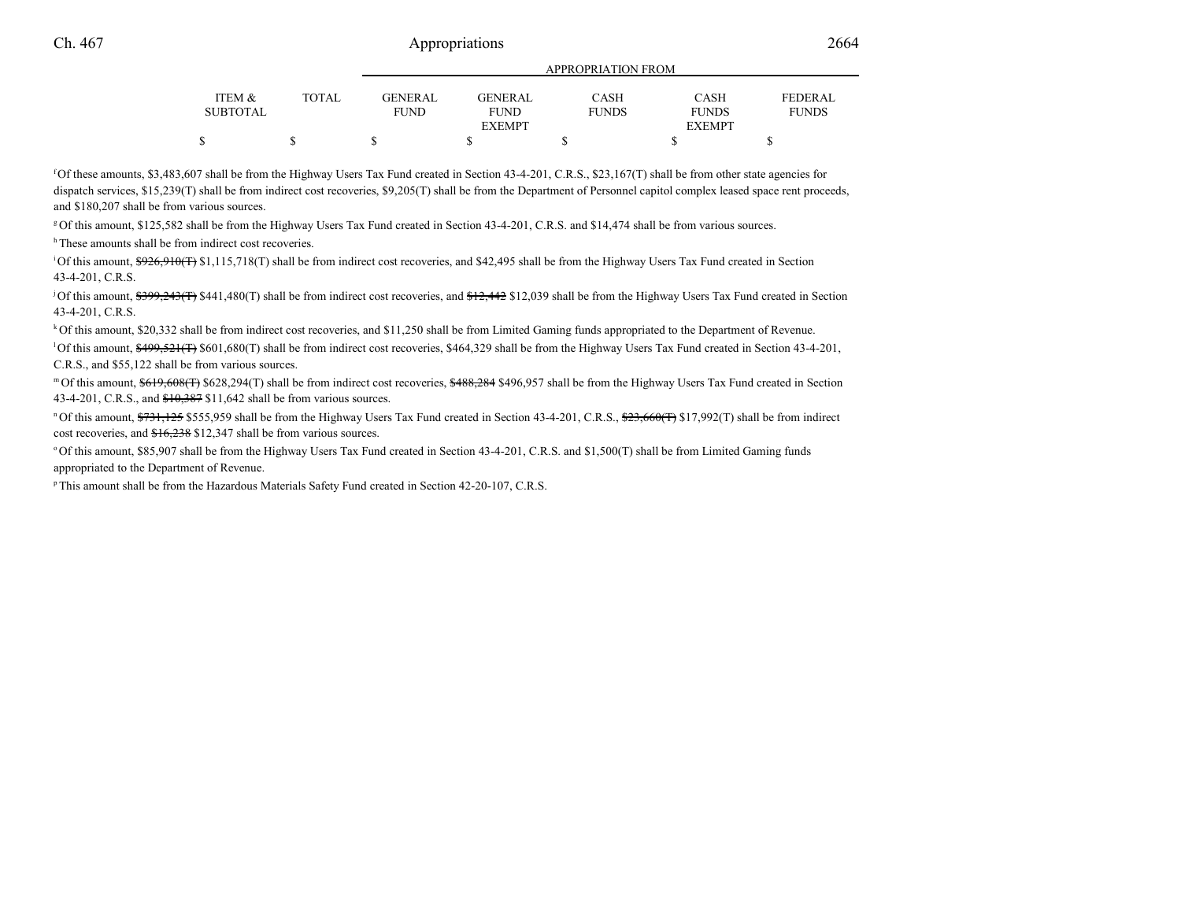| | | | APPROPRIATION FROM | | | | |
|---|---|---|---|---|---|---|---|
| ITEM & SUBTOTAL | TOTAL | GENERAL FUND | GENERAL FUND EXEMPT | CASH FUNDS | CASH FUNDS EXEMPT | FEDERAL FUNDS |
| $ | $ | $ | $ | $ | $ | $ |

[f] Of these amounts, $3,483,607 shall be from the Highway Users Tax Fund created in Section 43-4-201, C.R.S., $23,167(T) shall be from other state agencies for dispatch services, $15,239(T) shall be from indirect cost recoveries, $9,205(T) shall be from the Department of Personnel capitol complex leased space rent proceeds, and $180,207 shall be from various sources.

[g] Of this amount, $125,582 shall be from the Highway Users Tax Fund created in Section 43-4-201, C.R.S. and $14,474 shall be from various sources.

[h] These amounts shall be from indirect cost recoveries.

[i] Of this amount, ~~$926,910(T)~~ $1,115,718(T) shall be from indirect cost recoveries, and $42,495 shall be from the Highway Users Tax Fund created in Section 43-4-201, C.R.S.

[j] Of this amount, ~~$399,243(T)~~ $441,480(T) shall be from indirect cost recoveries, and ~~$12,442~~ $12,039 shall be from the Highway Users Tax Fund created in Section 43-4-201, C.R.S.

[k] Of this amount, $20,332 shall be from indirect cost recoveries, and $11,250 shall be from Limited Gaming funds appropriated to the Department of Revenue.

[l] Of this amount, ~~$499,521(T)~~ $601,680(T) shall be from indirect cost recoveries, $464,329 shall be from the Highway Users Tax Fund created in Section 43-4-201, C.R.S., and $55,122 shall be from various sources.

[m] Of this amount, ~~$619,608(T)~~ $628,294(T) shall be from indirect cost recoveries, ~~$488,284~~ $496,957 shall be from the Highway Users Tax Fund created in Section 43-4-201, C.R.S., and ~~$10,387~~ $11,642 shall be from various sources.

[n] Of this amount, ~~$731,125~~ $555,959 shall be from the Highway Users Tax Fund created in Section 43-4-201, C.R.S., ~~$23,660(T)~~ $17,992(T) shall be from indirect cost recoveries, and ~~$16,238~~ $12,347 shall be from various sources.

[o] Of this amount, $85,907 shall be from the Highway Users Tax Fund created in Section 43-4-201, C.R.S. and $1,500(T) shall be from Limited Gaming funds appropriated to the Department of Revenue.

[p] This amount shall be from the Hazardous Materials Safety Fund created in Section 42-20-107, C.R.S.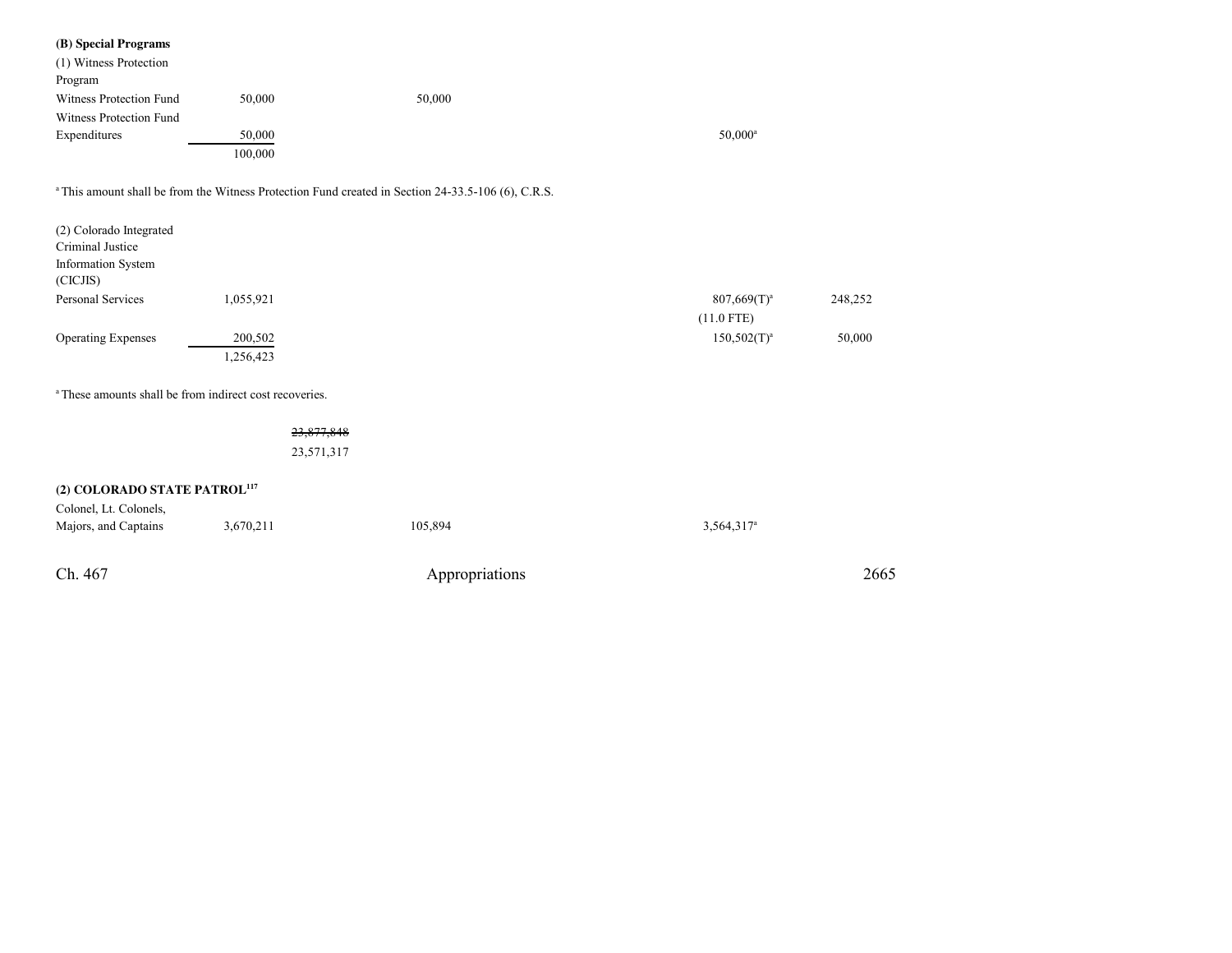**(B) Special Programs**

(1) Witness Protection Program

| | | | | | | |
|---|---|---|---|---|---|---|
| Witness Protection Fund | 50,000 | | 50,000 | | | |
| Witness Protection Fund Expenditures | 50,000 | | | | 50,000[a] | |
| | 100,000 | | | | | |

[a] This amount shall be from the Witness Protection Fund created in Section 24-33.5-106 (6), C.R.S.

(2) Colorado Integrated Criminal Justice Information System (CICJIS)

| | | | | | | |
|---|---|---|---|---|---|---|
| Personal Services | 1,055,921 | | | | 807,669(T)[a] | 248,252 |
| | | | | | (11.0 FTE) | |
| Operating Expenses | 200,502 | | | | 150,502(T)[a] | 50,000 |
| | 1,256,423 | | | | | |

[a] These amounts shall be from indirect cost recoveries.

| | | | | | | |
|---|---|---|---|---|---|---|
| | | ~~23,877,848~~ | | | | |
| | | 23,571,317 | | | | |

**(2) COLORADO STATE PATROL[117]**

| | | | | | | |
|---|---|---|---|---|---|---|
| Colonel, Lt. Colonels, Majors, and Captains | 3,670,211 | | 105,894 | | 3,564,317[a] | |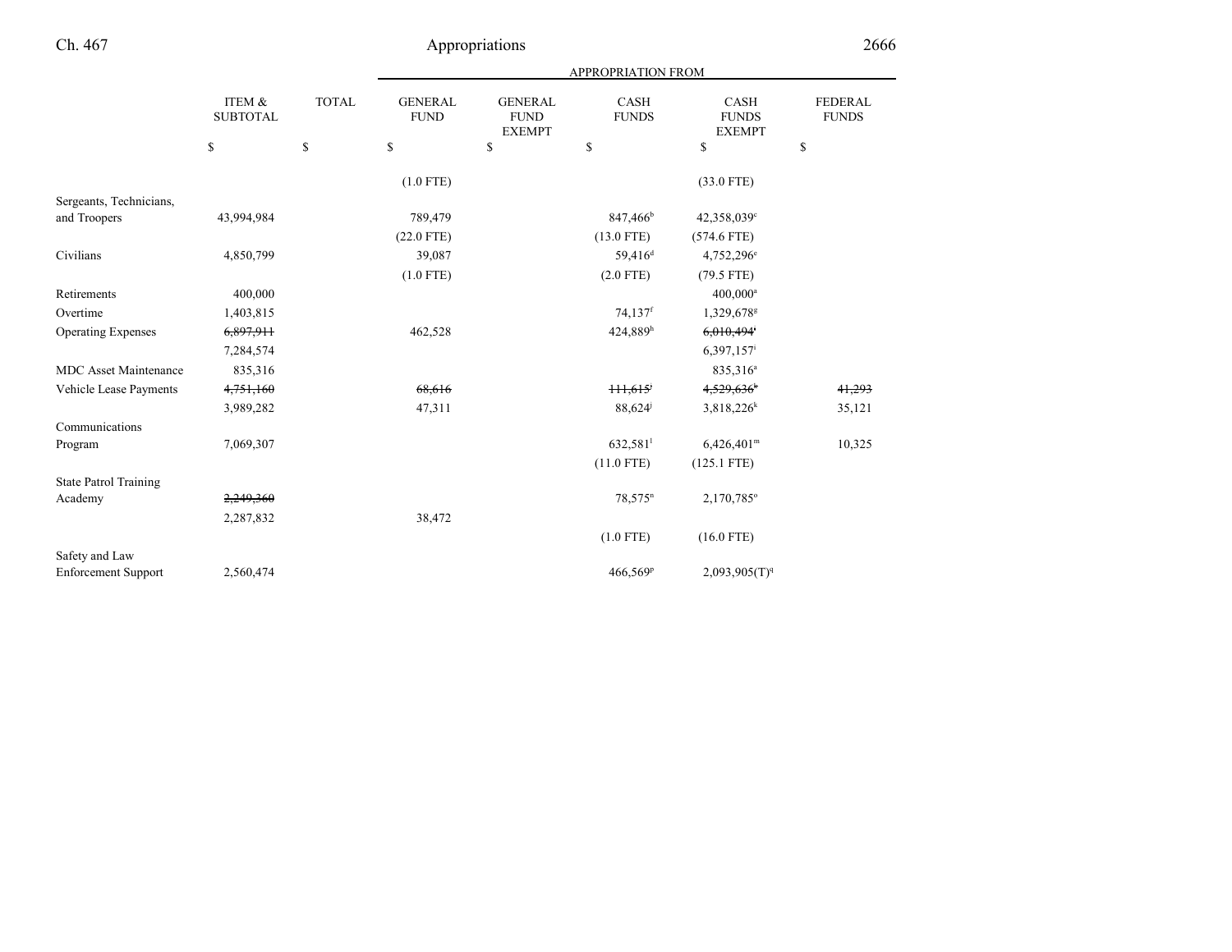| | ITEM & SUBTOTAL | TOTAL | APPROPRIATION FROM | | | | |
|---|---|---|---|---|---|---|---|
| | | | GENERAL FUND | GENERAL FUND EXEMPT | CASH FUNDS | CASH FUNDS EXEMPT | FEDERAL FUNDS |
| | $ | $ | $ | $ | $ | $ | $ |
| | | | (1.0 FTE) | | | (33.0 FTE) | |
| Sergeants, Technicians, and Troopers | 43,994,984 | | 789,479 | | 847,466[b] | 42,358,039[c] | |
| | | | (22.0 FTE) | | (13.0 FTE) | (574.6 FTE) | |
| Civilians | 4,850,799 | | 39,087 | | 59,416[d] | 4,752,296[e] | |
| | | | (1.0 FTE) | | (2.0 FTE) | (79.5 FTE) | |
| Retirements | 400,000 | | | | | 400,000[a] | |
| Overtime | 1,403,815 | | | | 74,137[f] | 1,329,678[g] | |
| Operating Expenses | ~~6,897,911~~ | | 462,528 | | 424,889[h] | ~~6,010,494~~[i] | |
| | 7,284,574 | | | | | 6,397,157[i] | |
| MDC Asset Maintenance | 835,316 | | | | | 835,316[a] | |
| Vehicle Lease Payments | ~~4,751,160~~ | | ~~68,616~~ | | ~~111,615~~[j] | ~~4,529,636~~[k] | ~~41,293~~ |
| | 3,989,282 | | 47,311 | | 88,624[j] | 3,818,226[k] | 35,121 |
| Communications Program | 7,069,307 | | | | 632,581[l] | 6,426,401[m] | 10,325 |
| | | | | | (11.0 FTE) | (125.1 FTE) | |
| State Patrol Training Academy | ~~2,249,360~~ | | | | 78,575[n] | 2,170,785[o] | |
| | 2,287,832 | | 38,472 | | | | |
| | | | | | (1.0 FTE) | (16.0 FTE) | |
| Safety and Law Enforcement Support | 2,560,474 | | | | 466,569[p] | 2,093,905(T)[q] | |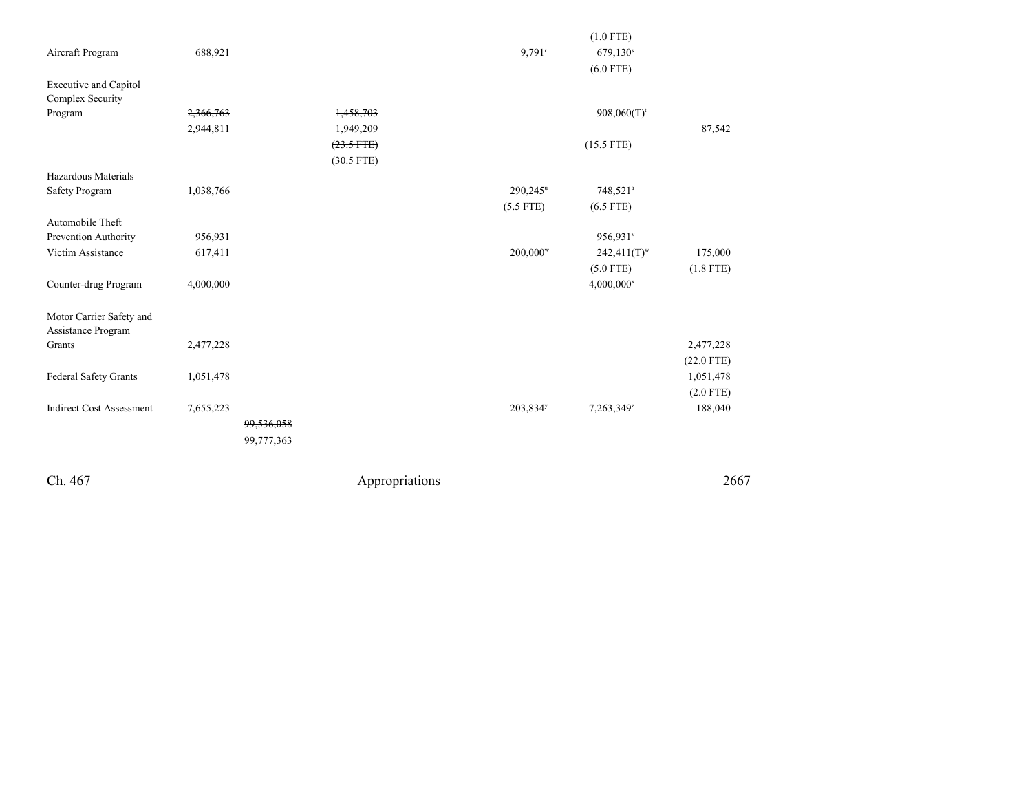| | | | | | | |
|---|---|---|---|---|---|---|
| | | | | | (1.0 FTE) | |
| Aircraft Program | 688,921 | | | 9,791[r] | 679,130[s] | |
| | | | | | (6.0 FTE) | |
| Executive and Capitol Complex Security Program | ~~2,366,763~~ | | ~~1,458,703~~ | | 908,060(T)[t] | |
| | 2,944,811 | | 1,949,209 | | | 87,542 |
| | | | ~~(23.5 FTE)~~ | | (15.5 FTE) | |
| | | | (30.5 FTE) | | | |
| Hazardous Materials Safety Program | 1,038,766 | | | 290,245[u] | 748,521[a] | |
| | | | | (5.5 FTE) | (6.5 FTE) | |
| Automobile Theft Prevention Authority | 956,931 | | | | 956,931[v] | |
| Victim Assistance | 617,411 | | | 200,000[w] | 242,411(T)[w] | 175,000 |
| | | | | | (5.0 FTE) | (1.8 FTE) |
| Counter-drug Program | 4,000,000 | | | | 4,000,000[x] | |
| Motor Carrier Safety and Assistance Program Grants | 2,477,228 | | | | | 2,477,228 |
| | | | | | | (22.0 FTE) |
| Federal Safety Grants | 1,051,478 | | | | | 1,051,478 |
| | | | | | | (2.0 FTE) |
| Indirect Cost Assessment | 7,655,223 | | | 203,834[y] | 7,263,349[z] | 188,040 |
| | | ~~99,536,058~~ | | | | |
| | | 99,777,363 | | | | |

Ch. 467 Appropriations 2667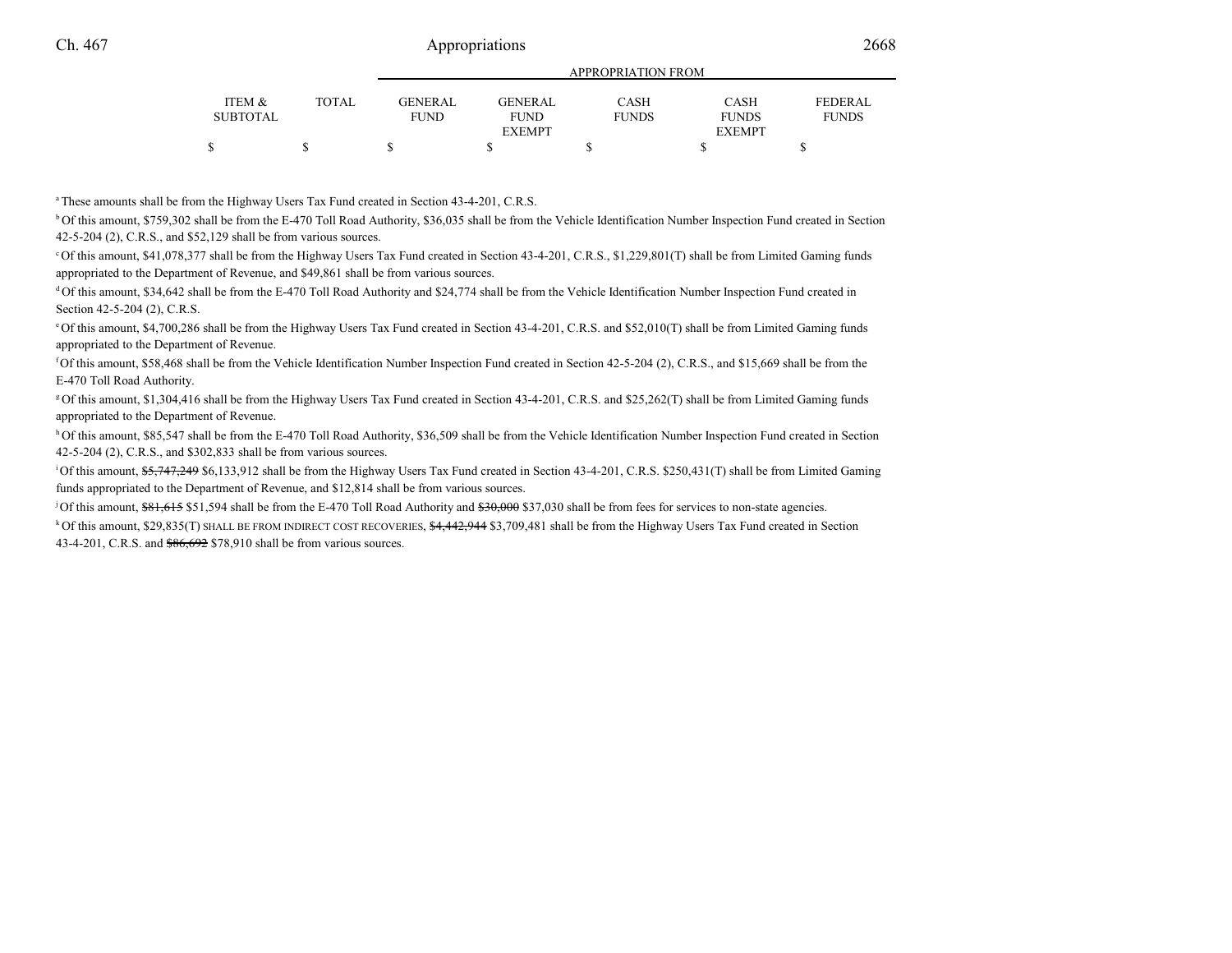| | | APPROPRIATION FROM | | | | |
|---|---|---|---|---|---|---|
| ITEM & SUBTOTAL | TOTAL | GENERAL FUND | GENERAL FUND EXEMPT | CASH FUNDS | CASH FUNDS EXEMPT | FEDERAL FUNDS |
| $ | $ | $ | $ | $ | $ | $ |

[a] These amounts shall be from the Highway Users Tax Fund created in Section 43-4-201, C.R.S.

[b] Of this amount, $759,302 shall be from the E-470 Toll Road Authority, $36,035 shall be from the Vehicle Identification Number Inspection Fund created in Section 42-5-204 (2), C.R.S., and $52,129 shall be from various sources.

[c] Of this amount, $41,078,377 shall be from the Highway Users Tax Fund created in Section 43-4-201, C.R.S., $1,229,801(T) shall be from Limited Gaming funds appropriated to the Department of Revenue, and $49,861 shall be from various sources.

[d] Of this amount, $34,642 shall be from the E-470 Toll Road Authority and $24,774 shall be from the Vehicle Identification Number Inspection Fund created in Section 42-5-204 (2), C.R.S.

[e] Of this amount, $4,700,286 shall be from the Highway Users Tax Fund created in Section 43-4-201, C.R.S. and $52,010(T) shall be from Limited Gaming funds appropriated to the Department of Revenue.

[f] Of this amount, $58,468 shall be from the Vehicle Identification Number Inspection Fund created in Section 42-5-204 (2), C.R.S., and $15,669 shall be from the E-470 Toll Road Authority.

[g] Of this amount, $1,304,416 shall be from the Highway Users Tax Fund created in Section 43-4-201, C.R.S. and $25,262(T) shall be from Limited Gaming funds appropriated to the Department of Revenue.

[h] Of this amount, $85,547 shall be from the E-470 Toll Road Authority, $36,509 shall be from the Vehicle Identification Number Inspection Fund created in Section 42-5-204 (2), C.R.S., and $302,833 shall be from various sources.

[i] Of this amount, ~~$5,747,249~~ $6,133,912 shall be from the Highway Users Tax Fund created in Section 43-4-201, C.R.S. $250,431(T) shall be from Limited Gaming funds appropriated to the Department of Revenue, and $12,814 shall be from various sources.

[j] Of this amount, ~~$81,615~~ $51,594 shall be from the E-470 Toll Road Authority and ~~$30,000~~ $37,030 shall be from fees for services to non-state agencies.

[k] Of this amount, $29,835(T) SHALL BE FROM INDIRECT COST RECOVERIES, ~~$4,442,944~~ $3,709,481 shall be from the Highway Users Tax Fund created in Section 43-4-201, C.R.S. and ~~$86,692~~ $78,910 shall be from various sources.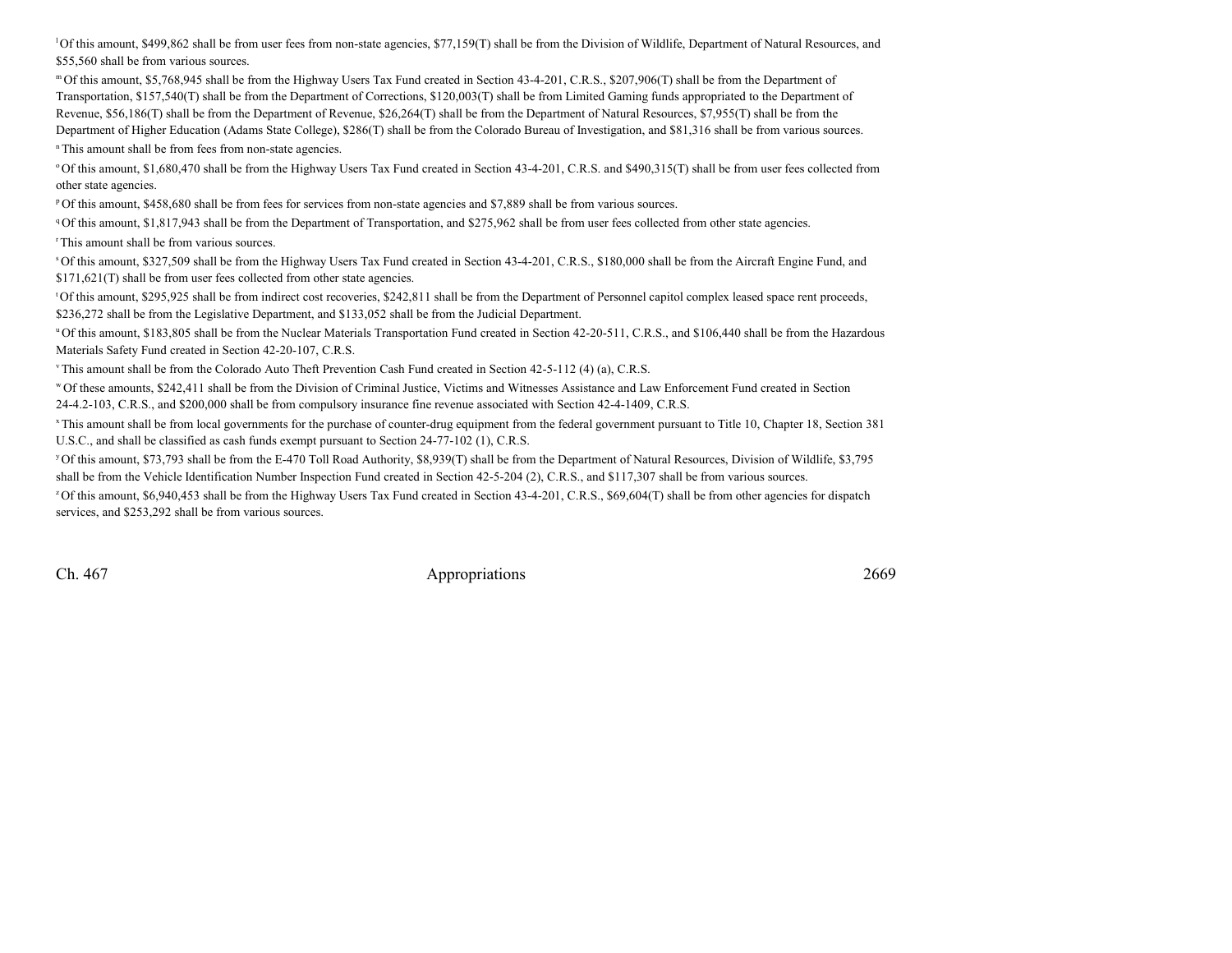[l] Of this amount, $499,862 shall be from user fees from non-state agencies, $77,159(T) shall be from the Division of Wildlife, Department of Natural Resources, and $55,560 shall be from various sources.

[m] Of this amount, $5,768,945 shall be from the Highway Users Tax Fund created in Section 43-4-201, C.R.S., $207,906(T) shall be from the Department of Transportation, $157,540(T) shall be from the Department of Corrections, $120,003(T) shall be from Limited Gaming funds appropriated to the Department of Revenue, $56,186(T) shall be from the Department of Revenue, $26,264(T) shall be from the Department of Natural Resources, $7,955(T) shall be from the Department of Higher Education (Adams State College), $286(T) shall be from the Colorado Bureau of Investigation, and $81,316 shall be from various sources.

[n] This amount shall be from fees from non-state agencies.

[o] Of this amount, $1,680,470 shall be from the Highway Users Tax Fund created in Section 43-4-201, C.R.S. and $490,315(T) shall be from user fees collected from other state agencies.

[p] Of this amount, $458,680 shall be from fees for services from non-state agencies and $7,889 shall be from various sources.

[q] Of this amount, $1,817,943 shall be from the Department of Transportation, and $275,962 shall be from user fees collected from other state agencies.

[r] This amount shall be from various sources.

[s] Of this amount, $327,509 shall be from the Highway Users Tax Fund created in Section 43-4-201, C.R.S., $180,000 shall be from the Aircraft Engine Fund, and $171,621(T) shall be from user fees collected from other state agencies.

[t] Of this amount, $295,925 shall be from indirect cost recoveries, $242,811 shall be from the Department of Personnel capitol complex leased space rent proceeds, $236,272 shall be from the Legislative Department, and $133,052 shall be from the Judicial Department.

[u] Of this amount, $183,805 shall be from the Nuclear Materials Transportation Fund created in Section 42-20-511, C.R.S., and $106,440 shall be from the Hazardous Materials Safety Fund created in Section 42-20-107, C.R.S.

[v] This amount shall be from the Colorado Auto Theft Prevention Cash Fund created in Section 42-5-112 (4) (a), C.R.S.

[w] Of these amounts, $242,411 shall be from the Division of Criminal Justice, Victims and Witnesses Assistance and Law Enforcement Fund created in Section 24-4.2-103, C.R.S., and $200,000 shall be from compulsory insurance fine revenue associated with Section 42-4-1409, C.R.S.

[x] This amount shall be from local governments for the purchase of counter-drug equipment from the federal government pursuant to Title 10, Chapter 18, Section 381 U.S.C., and shall be classified as cash funds exempt pursuant to Section 24-77-102 (1), C.R.S.

[y] Of this amount, $73,793 shall be from the E-470 Toll Road Authority, $8,939(T) shall be from the Department of Natural Resources, Division of Wildlife, $3,795 shall be from the Vehicle Identification Number Inspection Fund created in Section 42-5-204 (2), C.R.S., and $117,307 shall be from various sources.

[z] Of this amount, $6,940,453 shall be from the Highway Users Tax Fund created in Section 43-4-201, C.R.S., $69,604(T) shall be from other agencies for dispatch services, and $253,292 shall be from various sources.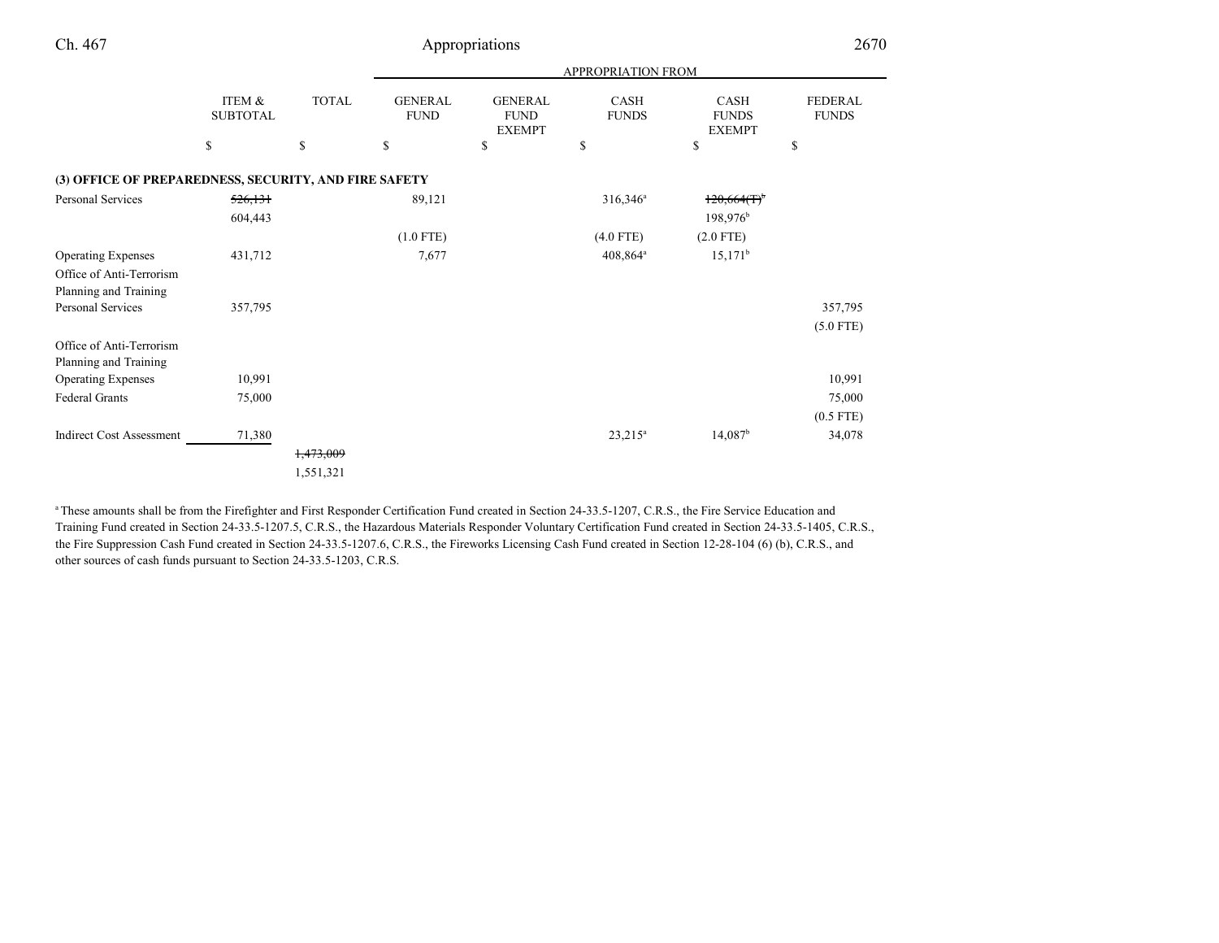| | ITEM & SUBTOTAL | TOTAL | GENERAL FUND | GENERAL FUND EXEMPT | CASH FUNDS | CASH FUNDS EXEMPT | FEDERAL FUNDS |
|---|---|---|---|---|---|---|---|
| | | | APPROPRIATION FROM | | | | |
| | $ | $ | $ | $ | $ | $ | $ |
| **(3) OFFICE OF PREPAREDNESS, SECURITY, AND FIRE SAFETY** | | | | | | | |
| Personal Services | ~~526,131~~ 604,443 | | 89,121 (1.0 FTE) | | 316,346[a] (4.0 FTE) | ~~120,664(T)~~[b] 198,976[b] (2.0 FTE) | |
| Operating Expenses | 431,712 | | 7,677 | | 408,864[a] | 15,171[b] | |
| Office of Anti-Terrorism Planning and Training Personal Services | 357,795 | | | | | | 357,795 (5.0 FTE) |
| Office of Anti-Terrorism Planning and Training Operating Expenses | 10,991 | | | | | | 10,991 |
| Federal Grants | 75,000 | | | | | | 75,000 (0.5 FTE) |
| Indirect Cost Assessment | 71,380 | | | | 23,215[a] | 14,087[b] | 34,078 |
| | | ~~1,473,009~~ 1,551,321 | | | | | |

[a] These amounts shall be from the Firefighter and First Responder Certification Fund created in Section 24-33.5-1207, C.R.S., the Fire Service Education and Training Fund created in Section 24-33.5-1207.5, C.R.S., the Hazardous Materials Responder Voluntary Certification Fund created in Section 24-33.5-1405, C.R.S., the Fire Suppression Cash Fund created in Section 24-33.5-1207.6, C.R.S., the Fireworks Licensing Cash Fund created in Section 12-28-104 (6) (b), C.R.S., and other sources of cash funds pursuant to Section 24-33.5-1203, C.R.S.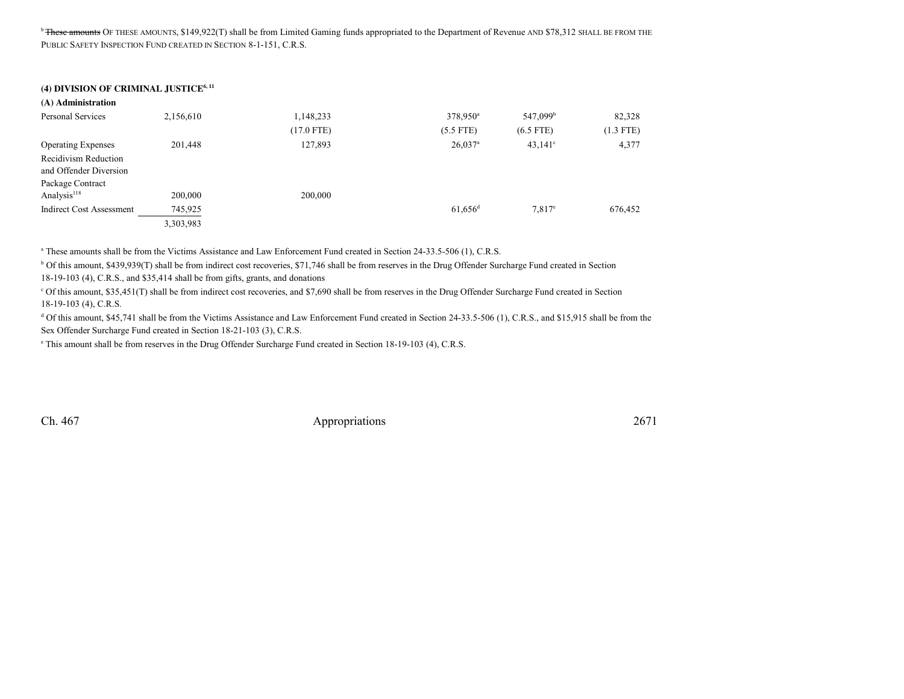[b] ~~These amounts~~ OF THESE AMOUNTS, $149,922(T) shall be from Limited Gaming funds appropriated to the Department of Revenue AND $78,312 SHALL BE FROM THE PUBLIC SAFETY INSPECTION FUND CREATED IN SECTION 8-1-151, C.R.S.

**(4) DIVISION OF CRIMINAL JUSTICE[6, 11]**

**(A) Administration**

| | | | | | |
|---|---|---|---|---|---|
| Personal Services | 2,156,610 | 1,148,233 | 378,950[a] | 547,099[b] | 82,328 |
| | | (17.0 FTE) | (5.5 FTE) | (6.5 FTE) | (1.3 FTE) |
| Operating Expenses | 201,448 | 127,893 | 26,037[a] | 43,141[c] | 4,377 |
| Recidivism Reduction and Offender Diversion Package Contract Analysis[118] | 200,000 | 200,000 | | | |
| Indirect Cost Assessment | 745,925 | | 61,656[d] | 7,817[e] | 676,452 |
| | 3,303,983 | | | | |

[a] These amounts shall be from the Victims Assistance and Law Enforcement Fund created in Section 24-33.5-506 (1), C.R.S.

[b] Of this amount, $439,939(T) shall be from indirect cost recoveries, $71,746 shall be from reserves in the Drug Offender Surcharge Fund created in Section 18-19-103 (4), C.R.S., and $35,414 shall be from gifts, grants, and donations

[c] Of this amount, $35,451(T) shall be from indirect cost recoveries, and $7,690 shall be from reserves in the Drug Offender Surcharge Fund created in Section 18-19-103 (4), C.R.S.

[d] Of this amount, $45,741 shall be from the Victims Assistance and Law Enforcement Fund created in Section 24-33.5-506 (1), C.R.S., and $15,915 shall be from the Sex Offender Surcharge Fund created in Section 18-21-103 (3), C.R.S.

[e] This amount shall be from reserves in the Drug Offender Surcharge Fund created in Section 18-19-103 (4), C.R.S.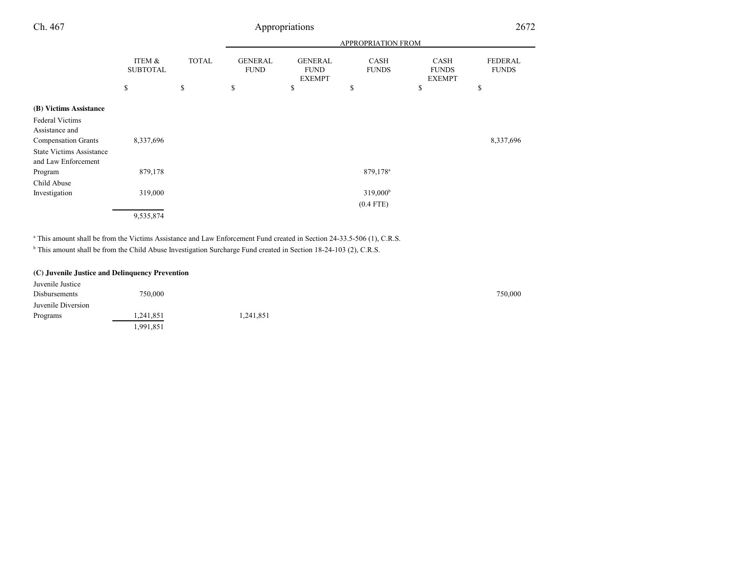| | ITEM & SUBTOTAL | TOTAL | APPROPRIATION FROM | | | | |
|---|---|---|---|---|---|---|---|
| | | | GENERAL FUND | GENERAL FUND EXEMPT | CASH FUNDS | CASH FUNDS EXEMPT | FEDERAL FUNDS |
| | $ | $ | $ | $ | $ | $ | $ |
| **(B) Victims Assistance** | | | | | | | |
| Federal Victims Assistance and Compensation Grants | 8,337,696 | | | | | | 8,337,696 |
| State Victims Assistance and Law Enforcement Program | 879,178 | | | | 879,178[a] | | |
| Child Abuse Investigation | 319,000 | | | | 319,000[b] (0.4 FTE) | | |
| | 9,535,874 | | | | | | |

[a] This amount shall be from the Victims Assistance and Law Enforcement Fund created in Section 24-33.5-506 (1), C.R.S.

[b] This amount shall be from the Child Abuse Investigation Surcharge Fund created in Section 18-24-103 (2), C.R.S.

| | ITEM & SUBTOTAL | TOTAL | GENERAL FUND | GENERAL FUND EXEMPT | CASH FUNDS | CASH FUNDS EXEMPT | FEDERAL FUNDS |
|---|---|---|---|---|---|---|---|
| **(C) Juvenile Justice and Delinquency Prevention** | | | | | | | |
| Juvenile Justice Disbursements | 750,000 | | | | | | 750,000 |
| Juvenile Diversion Programs | 1,241,851 | | 1,241,851 | | | | |
| | 1,991,851 | | | | | | |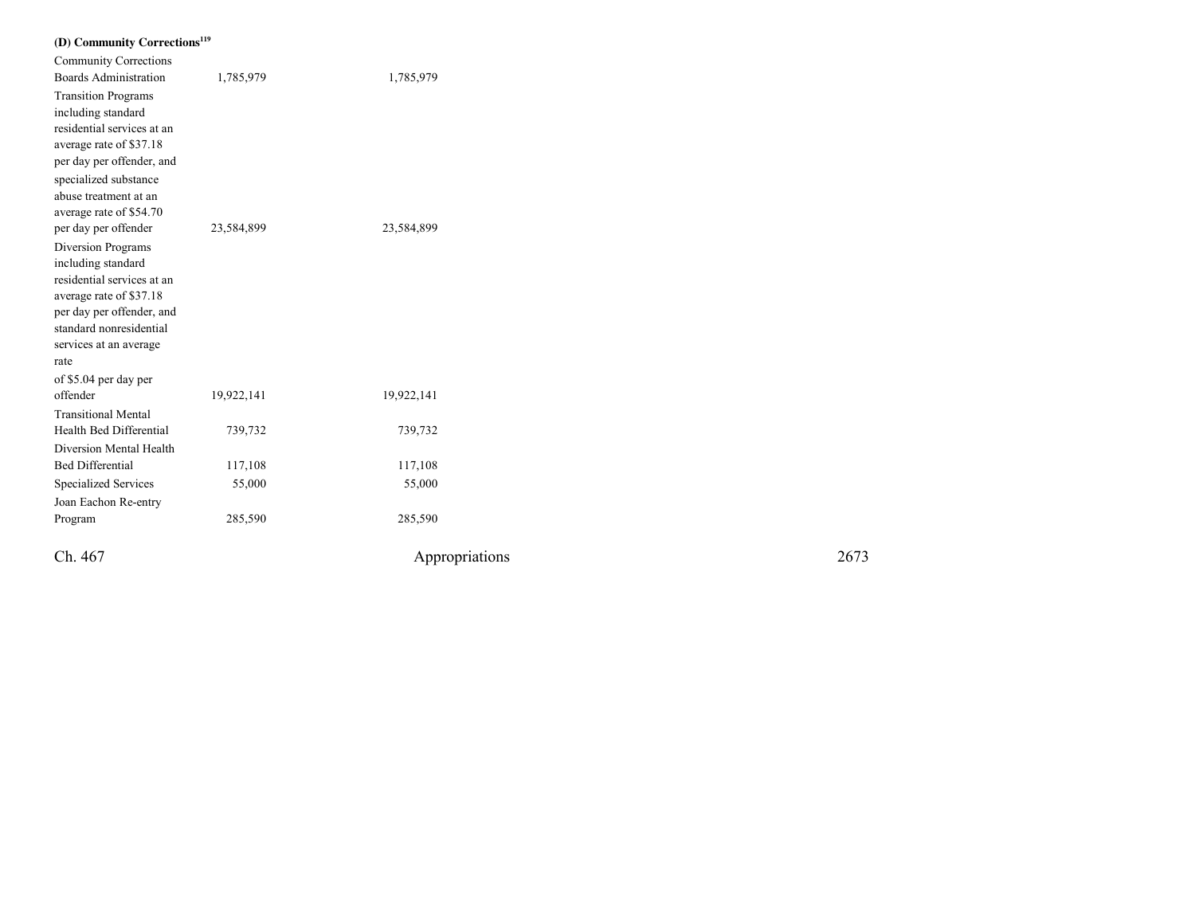**(D) Community Corrections**[119]

| | | |
|---|---|---|
| Community Corrections Boards Administration | 1,785,979 | 1,785,979 |
| Transition Programs including standard residential services at an average rate of $37.18 per day per offender, and specialized substance abuse treatment at an average rate of $54.70 per day per offender | 23,584,899 | 23,584,899 |
| Diversion Programs including standard residential services at an average rate of $37.18 per day per offender, and standard nonresidential services at an average rate of $5.04 per day per offender | 19,922,141 | 19,922,141 |
| Transitional Mental Health Bed Differential | 739,732 | 739,732 |
| Diversion Mental Health Bed Differential | 117,108 | 117,108 |
| Specialized Services | 55,000 | 55,000 |
| Joan Eachon Re-entry Program | 285,590 | 285,590 |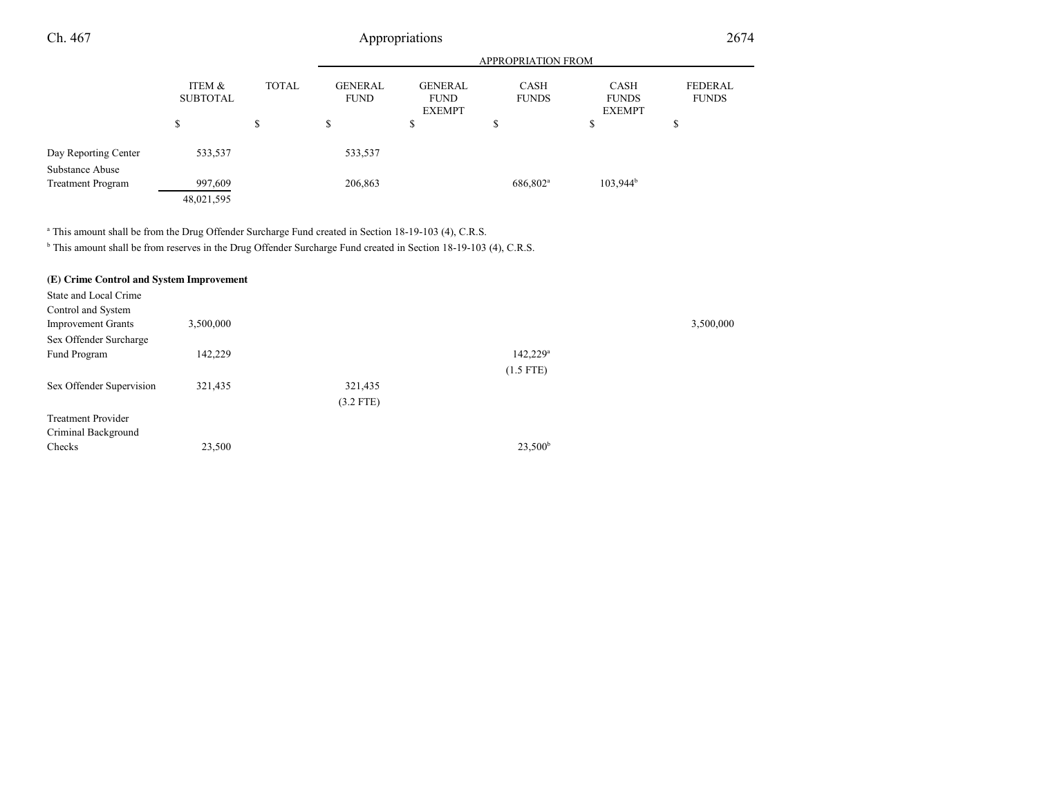| | ITEM & SUBTOTAL | TOTAL | APPROPRIATION FROM | | | | |
|---|---|---|---|---|---|---|---|
| | | | GENERAL FUND | GENERAL FUND EXEMPT | CASH FUNDS | CASH FUNDS EXEMPT | FEDERAL FUNDS |
| | $ | $ | $ | $ | $ | $ | $ |
| Day Reporting Center | 533,537 | | 533,537 | | | | |
| Substance Abuse Treatment Program | 997,609 | | 206,863 | | 686,802[a] | 103,944[b] | |
| | 48,021,595 | | | | | | |

[a] This amount shall be from the Drug Offender Surcharge Fund created in Section 18-19-103 (4), C.R.S.

[b] This amount shall be from reserves in the Drug Offender Surcharge Fund created in Section 18-19-103 (4), C.R.S.

**(E) Crime Control and System Improvement**

| | ITEM & SUBTOTAL | TOTAL | GENERAL FUND | GENERAL FUND EXEMPT | CASH FUNDS | CASH FUNDS EXEMPT | FEDERAL FUNDS |
|---|---|---|---|---|---|---|---|
| State and Local Crime Control and System Improvement Grants | 3,500,000 | | | | | | 3,500,000 |
| Sex Offender Surcharge Fund Program | 142,229 | | | | 142,229[a] (1.5 FTE) | | |
| Sex Offender Supervision | 321,435 | | 321,435 (3.2 FTE) | | | | |
| Treatment Provider Criminal Background Checks | 23,500 | | | | 23,500[b] | | |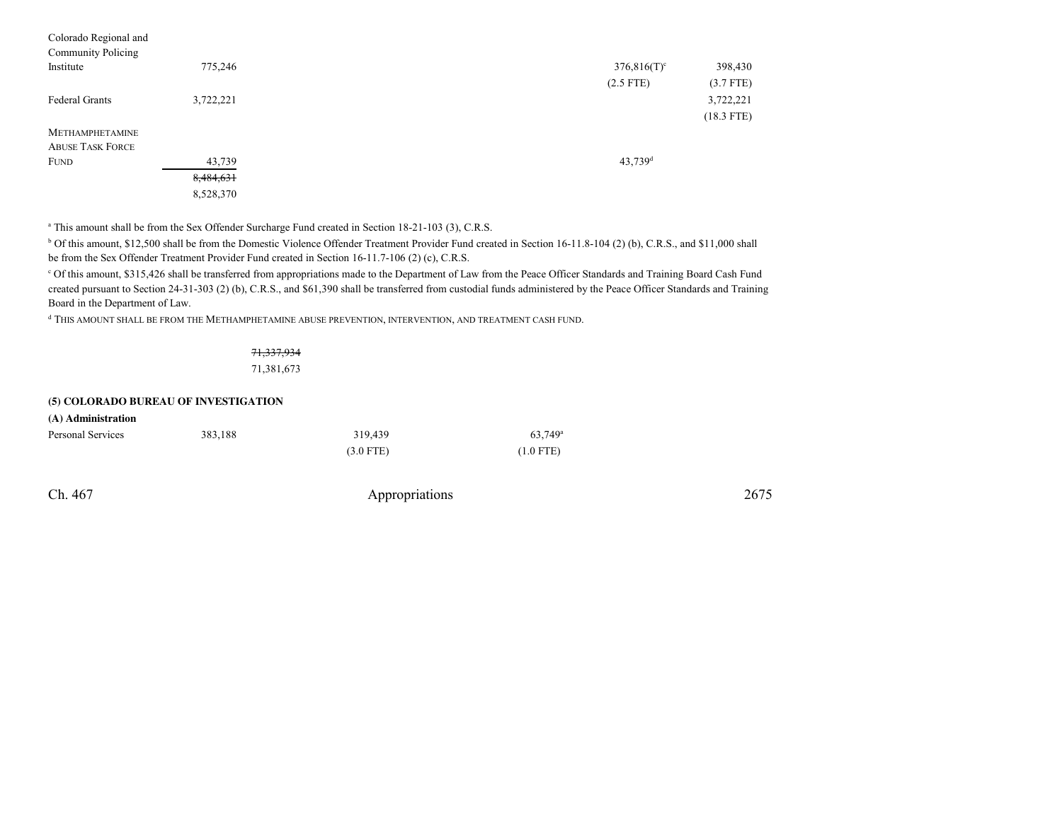| | | | | | |
|---|---|---|---|---|---|
| Colorado Regional and Community Policing Institute | 775,246 | | | 376,816(T)[c] (2.5 FTE) | 398,430 (3.7 FTE) |
| Federal Grants | 3,722,221 | | | | 3,722,221 (18.3 FTE) |
| METHAMPHETAMINE ABUSE TASK FORCE FUND | 43,739 | | | 43,739[d] | |
| | ~~8,484,631~~ 8,528,370 | | | | |

[a] This amount shall be from the Sex Offender Surcharge Fund created in Section 18-21-103 (3), C.R.S.

[b] Of this amount, $12,500 shall be from the Domestic Violence Offender Treatment Provider Fund created in Section 16-11.8-104 (2) (b), C.R.S., and $11,000 shall be from the Sex Offender Treatment Provider Fund created in Section 16-11.7-106 (2) (c), C.R.S.

[c] Of this amount, $315,426 shall be transferred from appropriations made to the Department of Law from the Peace Officer Standards and Training Board Cash Fund created pursuant to Section 24-31-303 (2) (b), C.R.S., and $61,390 shall be transferred from custodial funds administered by the Peace Officer Standards and Training Board in the Department of Law.

[d] THIS AMOUNT SHALL BE FROM THE METHAMPHETAMINE ABUSE PREVENTION, INTERVENTION, AND TREATMENT CASH FUND.

~~71,337,934~~
71,381,673

**(5) COLORADO BUREAU OF INVESTIGATION**

**(A) Administration**

| | | | | | |
|---|---|---|---|---|---|
| Personal Services | 383,188 | 319,439 (3.0 FTE) | 63,749[a] (1.0 FTE) | | |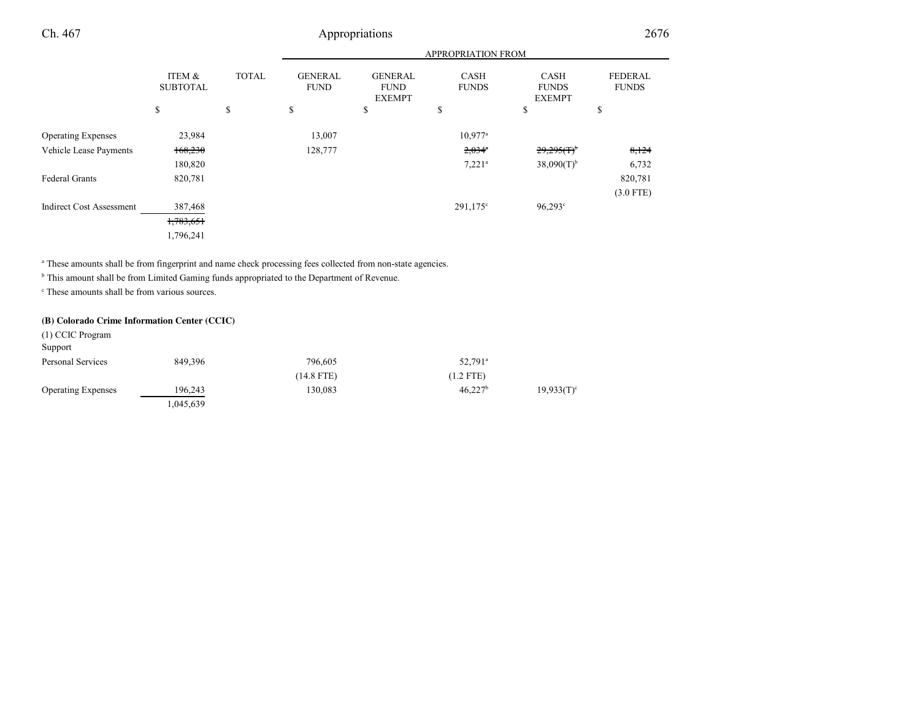| | ITEM & SUBTOTAL | TOTAL | GENERAL FUND | GENERAL FUND EXEMPT | CASH FUNDS | CASH FUNDS EXEMPT | FEDERAL FUNDS |
|---|---|---|---|---|---|---|---|
| | | | APPROPRIATION FROM | | | | |
| | $ | $ | $ | $ | $ | $ | $ |
| Operating Expenses | 23,984 | | 13,007 | | 10,977[a] | | |
| Vehicle Lease Payments | ~~168,230~~ | | 128,777 | | ~~2,034[a]~~ | ~~29,295(T)[b]~~ | ~~8,124~~ |
| | 180,820 | | | | 7,221[a] | 38,090(T)[b] | 6,732 |
| Federal Grants | 820,781 | | | | | | 820,781 |
| | | | | | | | (3.0 FTE) |
| Indirect Cost Assessment | 387,468 | | | | 291,175[c] | 96,293[c] | |
| | ~~1,783,651~~ | | | | | | |
| | 1,796,241 | | | | | | |

[a] These amounts shall be from fingerprint and name check processing fees collected from non-state agencies.

[b] This amount shall be from Limited Gaming funds appropriated to the Department of Revenue.

[c] These amounts shall be from various sources.

**(B) Colorado Crime Information Center (CCIC)**

| | ITEM & SUBTOTAL | TOTAL | GENERAL FUND | GENERAL FUND EXEMPT | CASH FUNDS | CASH FUNDS EXEMPT | FEDERAL FUNDS |
|---|---|---|---|---|---|---|---|
| (1) CCIC Program Support | | | | | | | |
| Personal Services | 849,396 | | 796,605 | | 52,791[a] | | |
| | | | (14.8 FTE) | | (1.2 FTE) | | |
| Operating Expenses | 196,243 | | 130,083 | | 46,227[b] | 19,933(T)[c] | |
| | 1,045,639 | | | | | | |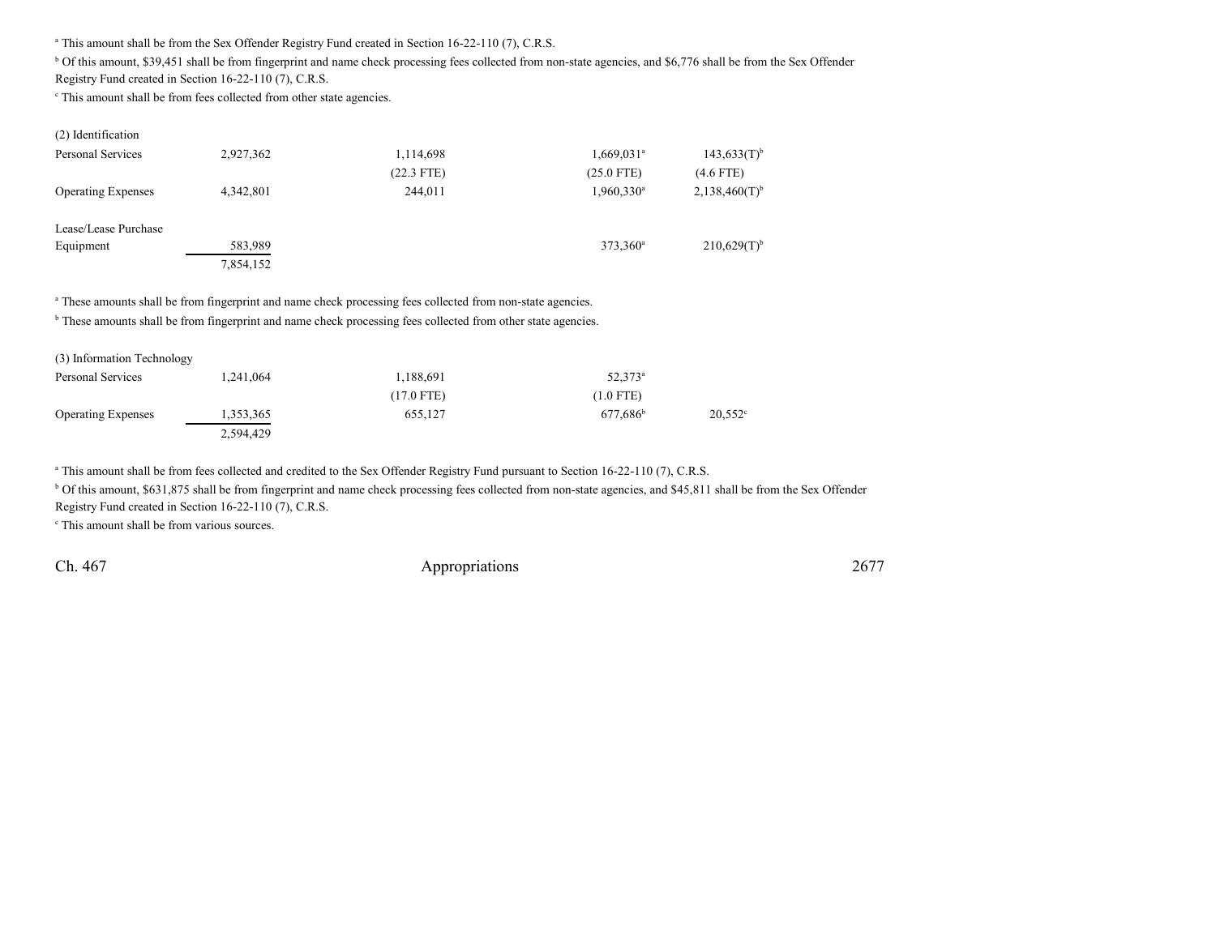[a] This amount shall be from the Sex Offender Registry Fund created in Section 16-22-110 (7), C.R.S.

[b] Of this amount, $39,451 shall be from fingerprint and name check processing fees collected from non-state agencies, and $6,776 shall be from the Sex Offender Registry Fund created in Section 16-22-110 (7), C.R.S.

[c] This amount shall be from fees collected from other state agencies.

| | | | | |
|---|---|---|---|---|
| (2) Identification | | | | |
| Personal Services | 2,927,362 | 1,114,698 | 1,669,031[a] | 143,633(T)[b] |
| | | (22.3 FTE) | (25.0 FTE) | (4.6 FTE) |
| Operating Expenses | 4,342,801 | 244,011 | 1,960,330[a] | 2,138,460(T)[b] |
| Lease/Lease Purchase Equipment | 583,989 | | 373,360[a] | 210,629(T)[b] |
| | 7,854,152 | | | |

[a] These amounts shall be from fingerprint and name check processing fees collected from non-state agencies.

[b] These amounts shall be from fingerprint and name check processing fees collected from other state agencies.

| | | | | |
|---|---|---|---|---|
| (3) Information Technology | | | | |
| Personal Services | 1,241,064 | 1,188,691 | 52,373[a] | |
| | | (17.0 FTE) | (1.0 FTE) | |
| Operating Expenses | 1,353,365 | 655,127 | 677,686[b] | 20,552[c] |
| | 2,594,429 | | | |

[a] This amount shall be from fees collected and credited to the Sex Offender Registry Fund pursuant to Section 16-22-110 (7), C.R.S.

[b] Of this amount, $631,875 shall be from fingerprint and name check processing fees collected from non-state agencies, and $45,811 shall be from the Sex Offender Registry Fund created in Section 16-22-110 (7), C.R.S.

[c] This amount shall be from various sources.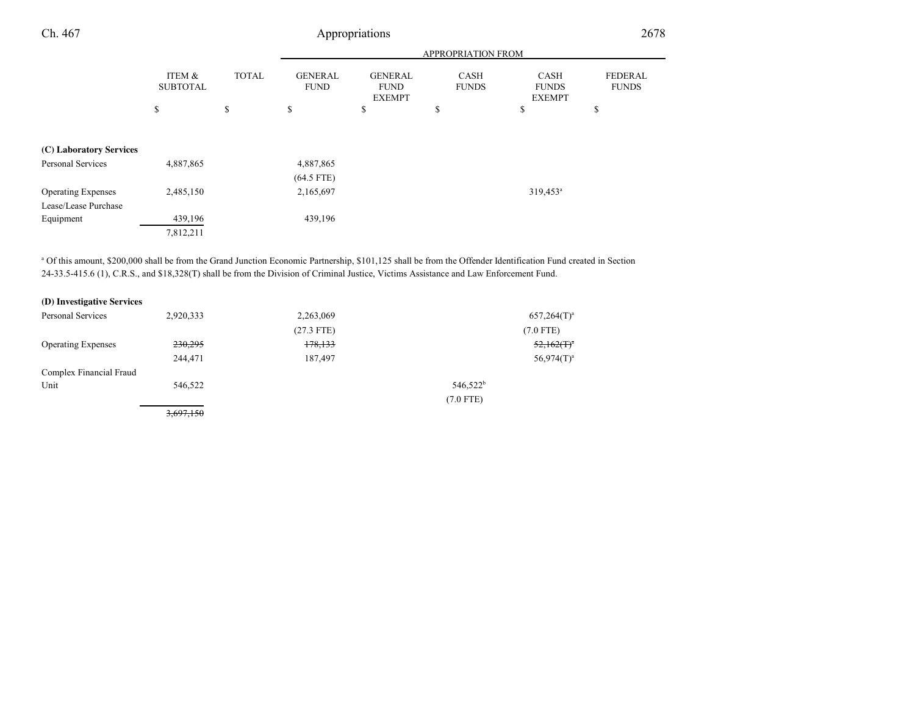| | ITEM & SUBTOTAL | TOTAL | APPROPRIATION FROM GENERAL FUND | GENERAL FUND EXEMPT | CASH FUNDS | CASH FUNDS EXEMPT | FEDERAL FUNDS |
|---|---|---|---|---|---|---|---|
| | $ | $ | $ | $ | $ | $ | $ |
| **(C) Laboratory Services** | | | | | | | |
| Personal Services | 4,887,865 | | 4,887,865 | | | | |
| | | | (64.5 FTE) | | | | |
| Operating Expenses | 2,485,150 | | 2,165,697 | | | 319,453[a] | |
| Lease/Lease Purchase Equipment | 439,196 | | 439,196 | | | | |
| | 7,812,211 | | | | | | |

[a] Of this amount, $200,000 shall be from the Grand Junction Economic Partnership, $101,125 shall be from the Offender Identification Fund created in Section 24-33.5-415.6 (1), C.R.S., and $18,328(T) shall be from the Division of Criminal Justice, Victims Assistance and Law Enforcement Fund.

| | ITEM & SUBTOTAL | TOTAL | GENERAL FUND | GENERAL FUND EXEMPT | CASH FUNDS | CASH FUNDS EXEMPT | FEDERAL FUNDS |
|---|---|---|---|---|---|---|---|
| **(D) Investigative Services** | | | | | | | |
| Personal Services | 2,920,333 | | 2,263,069 | | | 657,264(T)[a] | |
| | | | (27.3 FTE) | | | (7.0 FTE) | |
| Operating Expenses | ~~230,295~~ | | ~~178,133~~ | | | ~~52,162(T)~~[a] | |
| | 244,471 | | 187,497 | | | 56,974(T)[a] | |
| Complex Financial Fraud Unit | 546,522 | | | | 546,522[b] | | |
| | | | | | (7.0 FTE) | | |
| | ~~3,697,150~~ | | | | | | |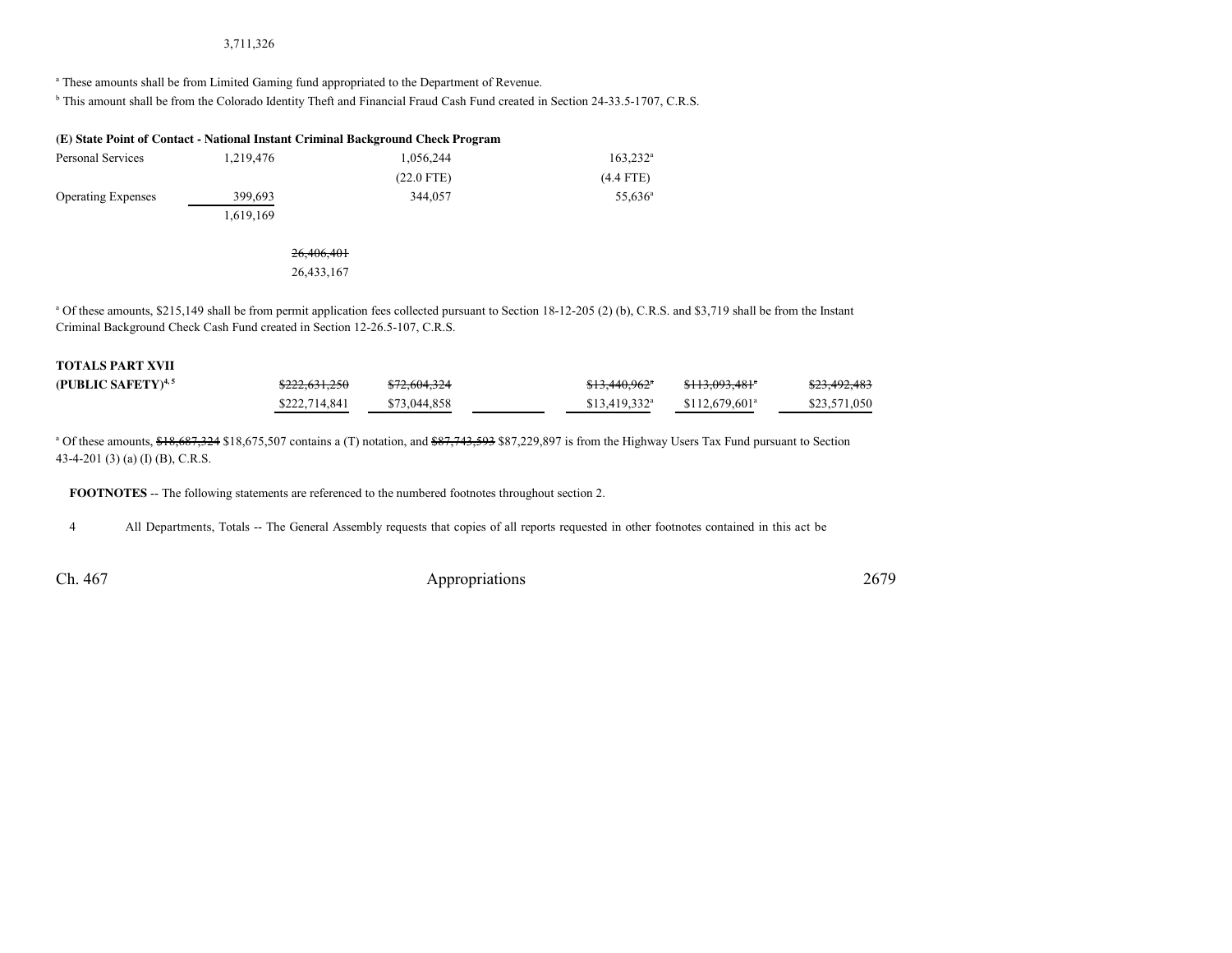3,711,326

[a] These amounts shall be from Limited Gaming fund appropriated to the Department of Revenue.
[b] This amount shall be from the Colorado Identity Theft and Financial Fraud Cash Fund created in Section 24-33.5-1707, C.R.S.

**(E) State Point of Contact - National Instant Criminal Background Check Program**

| | | | | | | |
|---|---|---|---|---|---|---|
| Personal Services | 1,219,476 | | 1,056,244 | | 163,232[a] | |
| | | | (22.0 FTE) | | (4.4 FTE) | |
| Operating Expenses | 399,693 | | 344,057 | | 55,636[a] | |
| | 1,619,169 | | | | | |
| | | ~~26,406,401~~ | | | | |
| | | 26,433,167 | | | | |

[a] Of these amounts, $215,149 shall be from permit application fees collected pursuant to Section 18-12-205 (2) (b), C.R.S. and $3,719 shall be from the Instant Criminal Background Check Cash Fund created in Section 12-26.5-107, C.R.S.

| | | | | | | |
|---|---|---|---|---|---|---|
| **TOTALS PART XVII** | | | | | | |
| **(PUBLIC SAFETY)[4, 5]** | ~~$222,631,250~~ | ~~$72,604,324~~ | | ~~$13,440,962[a]~~ | ~~$113,093,481[a]~~ | ~~$23,492,483~~ |
| | $222,714,841 | $73,044,858 | | $13,419,332[a] | $112,679,601[a] | $23,571,050 |

[a] Of these amounts, ~~$18,687,324~~ $18,675,507 contains a (T) notation, and ~~$87,743,593~~ $87,229,897 is from the Highway Users Tax Fund pursuant to Section 43-4-201 (3) (a) (I) (B), C.R.S.

**FOOTNOTES** -- The following statements are referenced to the numbered footnotes throughout section 2.

4 All Departments, Totals -- The General Assembly requests that copies of all reports requested in other footnotes contained in this act be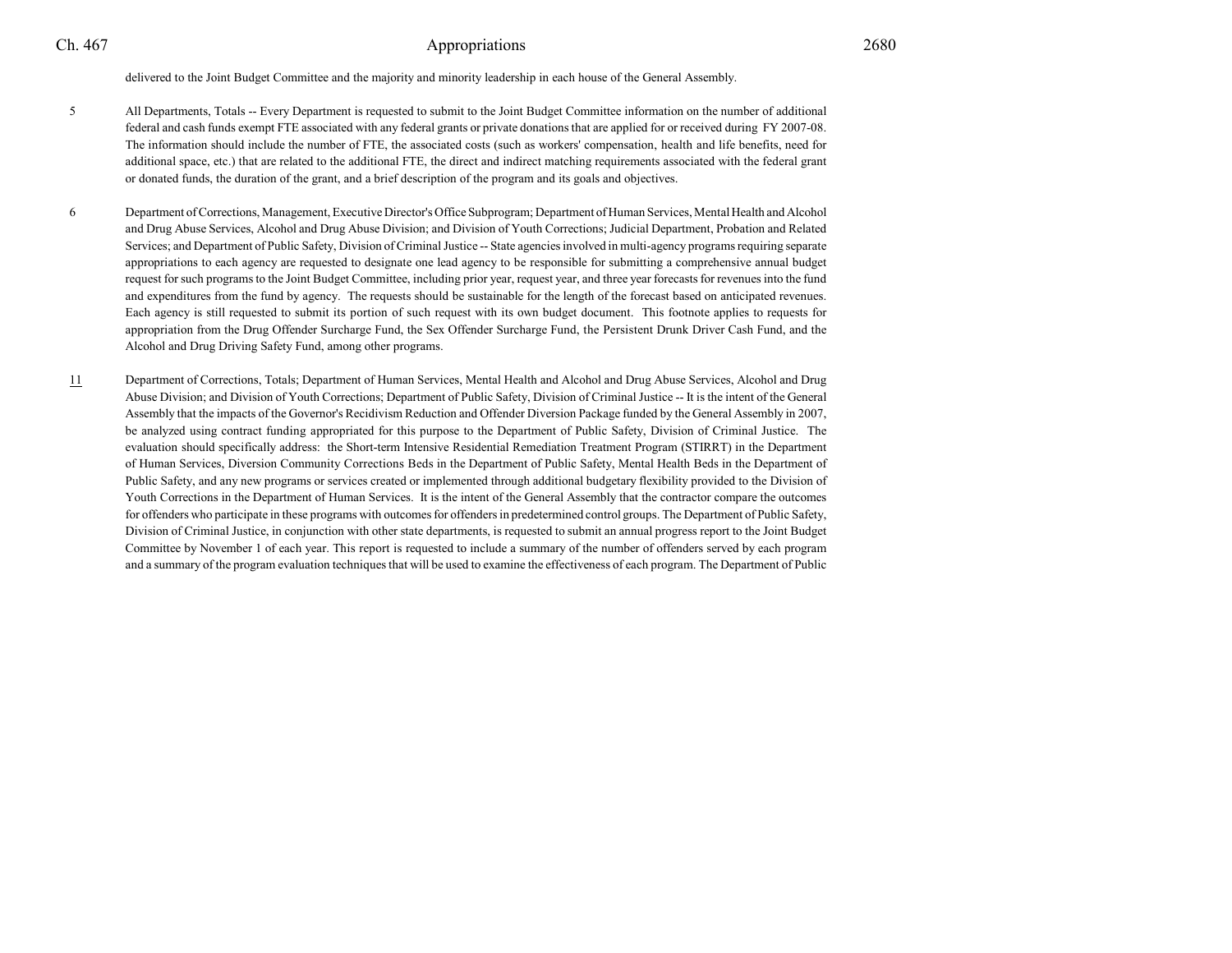delivered to the Joint Budget Committee and the majority and minority leadership in each house of the General Assembly.

5 All Departments, Totals -- Every Department is requested to submit to the Joint Budget Committee information on the number of additional federal and cash funds exempt FTE associated with any federal grants or private donations that are applied for or received during FY 2007-08. The information should include the number of FTE, the associated costs (such as workers' compensation, health and life benefits, need for additional space, etc.) that are related to the additional FTE, the direct and indirect matching requirements associated with the federal grant or donated funds, the duration of the grant, and a brief description of the program and its goals and objectives.

6 Department of Corrections, Management, Executive Director's Office Subprogram; Department of Human Services, Mental Health and Alcohol and Drug Abuse Services, Alcohol and Drug Abuse Division; and Division of Youth Corrections; Judicial Department, Probation and Related Services; and Department of Public Safety, Division of Criminal Justice -- State agencies involved in multi-agency programs requiring separate appropriations to each agency are requested to designate one lead agency to be responsible for submitting a comprehensive annual budget request for such programs to the Joint Budget Committee, including prior year, request year, and three year forecasts for revenues into the fund and expenditures from the fund by agency. The requests should be sustainable for the length of the forecast based on anticipated revenues. Each agency is still requested to submit its portion of such request with its own budget document. This footnote applies to requests for appropriation from the Drug Offender Surcharge Fund, the Sex Offender Surcharge Fund, the Persistent Drunk Driver Cash Fund, and the Alcohol and Drug Driving Safety Fund, among other programs.

11 Department of Corrections, Totals; Department of Human Services, Mental Health and Alcohol and Drug Abuse Services, Alcohol and Drug Abuse Division; and Division of Youth Corrections; Department of Public Safety, Division of Criminal Justice -- It is the intent of the General Assembly that the impacts of the Governor's Recidivism Reduction and Offender Diversion Package funded by the General Assembly in 2007, be analyzed using contract funding appropriated for this purpose to the Department of Public Safety, Division of Criminal Justice. The evaluation should specifically address: the Short-term Intensive Residential Remediation Treatment Program (STIRRT) in the Department of Human Services, Diversion Community Corrections Beds in the Department of Public Safety, Mental Health Beds in the Department of Public Safety, and any new programs or services created or implemented through additional budgetary flexibility provided to the Division of Youth Corrections in the Department of Human Services. It is the intent of the General Assembly that the contractor compare the outcomes for offenders who participate in these programs with outcomes for offenders in predetermined control groups. The Department of Public Safety, Division of Criminal Justice, in conjunction with other state departments, is requested to submit an annual progress report to the Joint Budget Committee by November 1 of each year. This report is requested to include a summary of the number of offenders served by each program and a summary of the program evaluation techniques that will be used to examine the effectiveness of each program. The Department of Public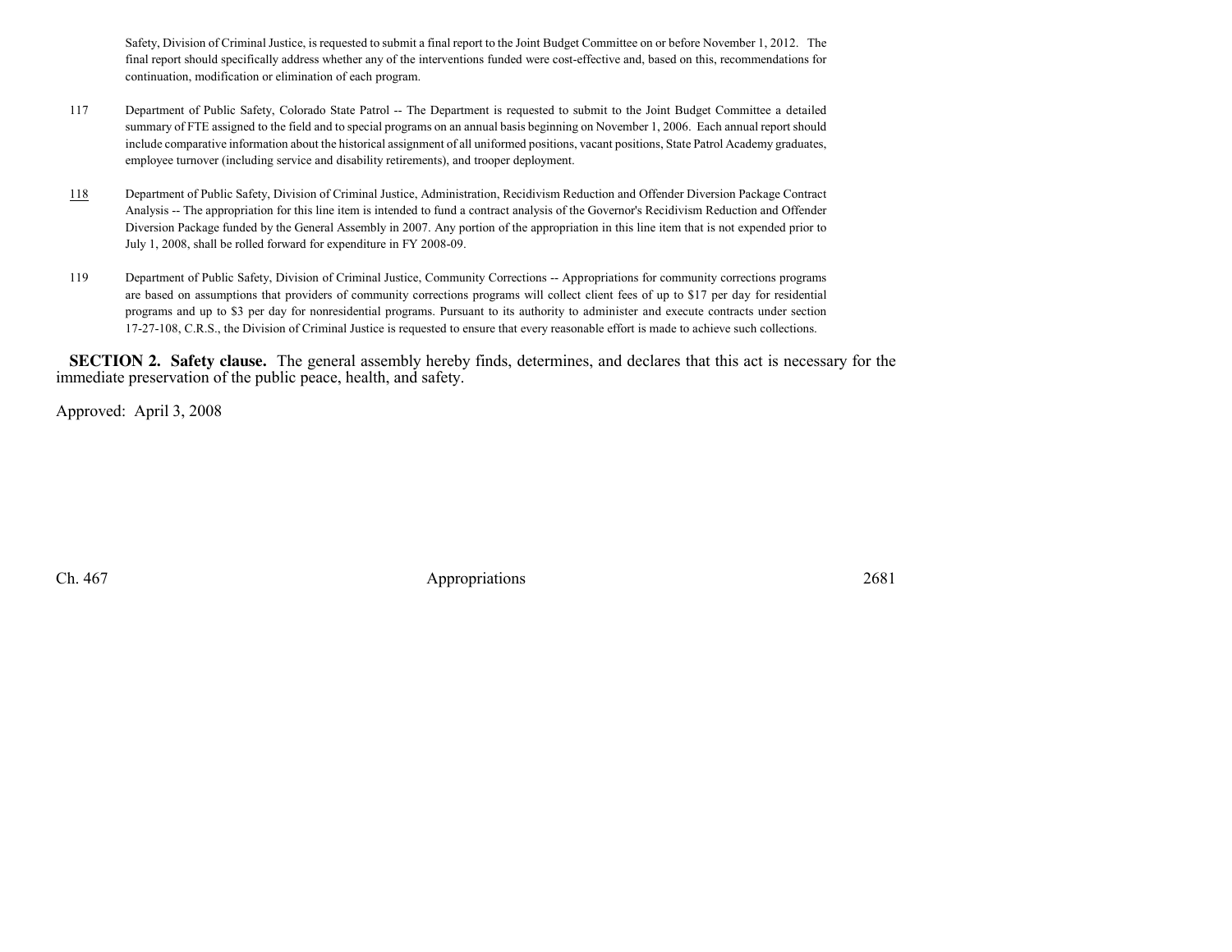Safety, Division of Criminal Justice, is requested to submit a final report to the Joint Budget Committee on or before November 1, 2012. The final report should specifically address whether any of the interventions funded were cost-effective and, based on this, recommendations for continuation, modification or elimination of each program.

117 Department of Public Safety, Colorado State Patrol -- The Department is requested to submit to the Joint Budget Committee a detailed summary of FTE assigned to the field and to special programs on an annual basis beginning on November 1, 2006. Each annual report should include comparative information about the historical assignment of all uniformed positions, vacant positions, State Patrol Academy graduates, employee turnover (including service and disability retirements), and trooper deployment.

118 Department of Public Safety, Division of Criminal Justice, Administration, Recidivism Reduction and Offender Diversion Package Contract Analysis -- The appropriation for this line item is intended to fund a contract analysis of the Governor's Recidivism Reduction and Offender Diversion Package funded by the General Assembly in 2007. Any portion of the appropriation in this line item that is not expended prior to July 1, 2008, shall be rolled forward for expenditure in FY 2008-09.

119 Department of Public Safety, Division of Criminal Justice, Community Corrections -- Appropriations for community corrections programs are based on assumptions that providers of community corrections programs will collect client fees of up to $17 per day for residential programs and up to $3 per day for nonresidential programs. Pursuant to its authority to administer and execute contracts under section 17-27-108, C.R.S., the Division of Criminal Justice is requested to ensure that every reasonable effort is made to achieve such collections.

**SECTION 2. Safety clause.** The general assembly hereby finds, determines, and declares that this act is necessary for the immediate preservation of the public peace, health, and safety.

Approved: April 3, 2008